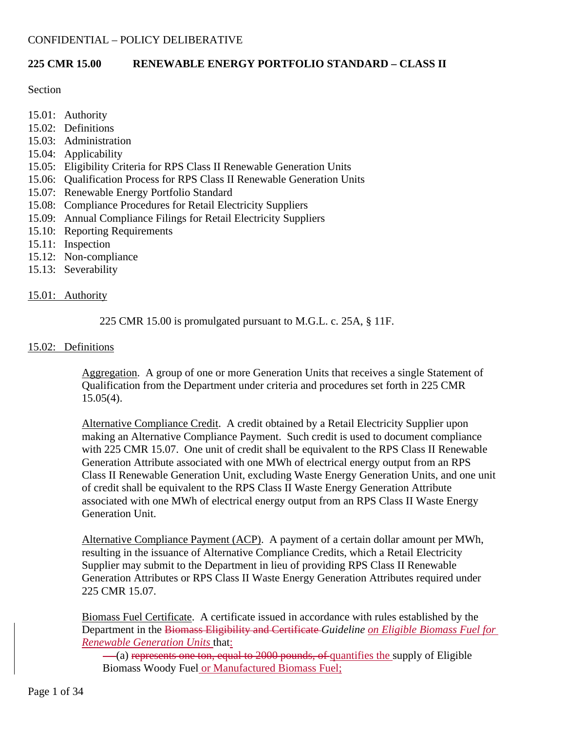CONFIDENTIAL – POLICY DELIBERATIVE

## 225 CMR 15.00 RENEWABLE ENERGY PORTFOLIO STANDARD – CLASS II

Section

15.01: Authority
15.02: Definitions
15.03: Administration
15.04: Applicability
15.05: Eligibility Criteria for RPS Class II Renewable Generation Units
15.06: Qualification Process for RPS Class II Renewable Generation Units
15.07: Renewable Energy Portfolio Standard
15.08: Compliance Procedures for Retail Electricity Suppliers
15.09: Annual Compliance Filings for Retail Electricity Suppliers
15.10: Reporting Requirements
15.11: Inspection
15.12: Non-compliance
15.13: Severability

15.01: Authority

225 CMR 15.00 is promulgated pursuant to M.G.L. c. 25A, § 11F.

15.02: Definitions

Aggregation. A group of one or more Generation Units that receives a single Statement of Qualification from the Department under criteria and procedures set forth in 225 CMR 15.05(4).

Alternative Compliance Credit. A credit obtained by a Retail Electricity Supplier upon making an Alternative Compliance Payment. Such credit is used to document compliance with 225 CMR 15.07. One unit of credit shall be equivalent to the RPS Class II Renewable Generation Attribute associated with one MWh of electrical energy output from an RPS Class II Renewable Generation Unit, excluding Waste Energy Generation Units, and one unit of credit shall be equivalent to the RPS Class II Waste Energy Generation Attribute associated with one MWh of electrical energy output from an RPS Class II Waste Energy Generation Unit.

Alternative Compliance Payment (ACP). A payment of a certain dollar amount per MWh, resulting in the issuance of Alternative Compliance Credits, which a Retail Electricity Supplier may submit to the Department in lieu of providing RPS Class II Renewable Generation Attributes or RPS Class II Waste Energy Generation Attributes required under 225 CMR 15.07.

Biomass Fuel Certificate. A certificate issued in accordance with rules established by the Department in the ~~Biomass Eligibility and Certificate~~ *Guideline on Eligible Biomass Fuel for Renewable Generation Units* that:

(a) ~~represents one ton, equal to 2000 pounds, of~~ quantifies the supply of Eligible Biomass Woody Fuel or Manufactured Biomass Fuel;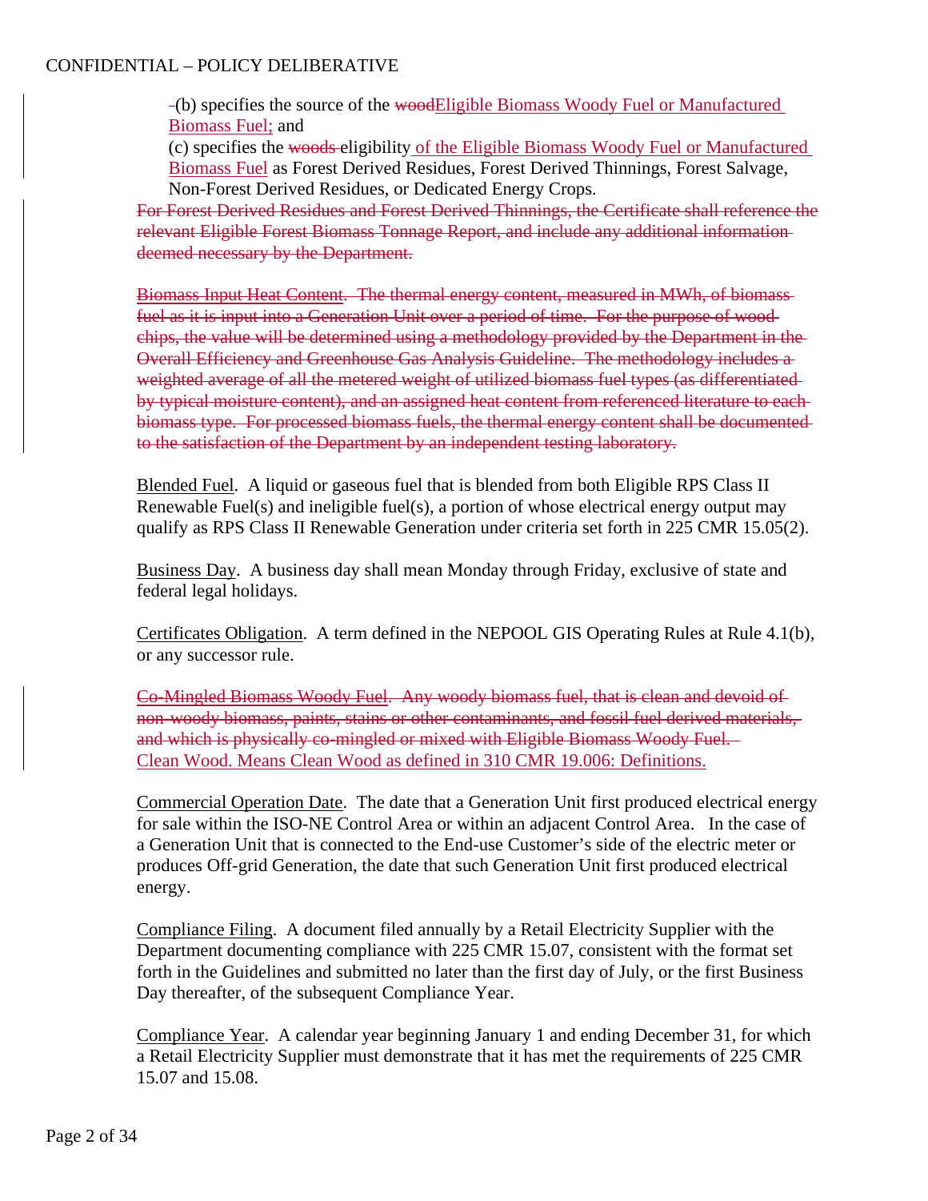(b) specifies the source of the ~~wood~~Eligible Biomass Woody Fuel or Manufactured Biomass Fuel; and

(c) specifies the ~~woods~~ eligibility of the Eligible Biomass Woody Fuel or Manufactured Biomass Fuel as Forest Derived Residues, Forest Derived Thinnings, Forest Salvage, Non-Forest Derived Residues, or Dedicated Energy Crops.

~~For Forest Derived Residues and Forest Derived Thinnings, the Certificate shall reference the relevant Eligible Forest Biomass Tonnage Report, and include any additional information deemed necessary by the Department.~~

~~Biomass Input Heat Content. The thermal energy content, measured in MWh, of biomass fuel as it is input into a Generation Unit over a period of time. For the purpose of wood chips, the value will be determined using a methodology provided by the Department in the Overall Efficiency and Greenhouse Gas Analysis Guideline. The methodology includes a weighted average of all the metered weight of utilized biomass fuel types (as differentiated by typical moisture content), and an assigned heat content from referenced literature to each biomass type. For processed biomass fuels, the thermal energy content shall be documented to the satisfaction of the Department by an independent testing laboratory.~~

Blended Fuel. A liquid or gaseous fuel that is blended from both Eligible RPS Class II Renewable Fuel(s) and ineligible fuel(s), a portion of whose electrical energy output may qualify as RPS Class II Renewable Generation under criteria set forth in 225 CMR 15.05(2).

Business Day. A business day shall mean Monday through Friday, exclusive of state and federal legal holidays.

Certificates Obligation. A term defined in the NEPOOL GIS Operating Rules at Rule 4.1(b), or any successor rule.

~~Co-Mingled Biomass Woody Fuel. Any woody biomass fuel, that is clean and devoid of non-woody biomass, paints, stains or other contaminants, and fossil fuel derived materials, and which is physically co-mingled or mixed with Eligible Biomass Woody Fuel.~~

Clean Wood. Means Clean Wood as defined in 310 CMR 19.006: Definitions.

Commercial Operation Date. The date that a Generation Unit first produced electrical energy for sale within the ISO-NE Control Area or within an adjacent Control Area. In the case of a Generation Unit that is connected to the End-use Customer's side of the electric meter or produces Off-grid Generation, the date that such Generation Unit first produced electrical energy.

Compliance Filing. A document filed annually by a Retail Electricity Supplier with the Department documenting compliance with 225 CMR 15.07, consistent with the format set forth in the Guidelines and submitted no later than the first day of July, or the first Business Day thereafter, of the subsequent Compliance Year.

Compliance Year. A calendar year beginning January 1 and ending December 31, for which a Retail Electricity Supplier must demonstrate that it has met the requirements of 225 CMR 15.07 and 15.08.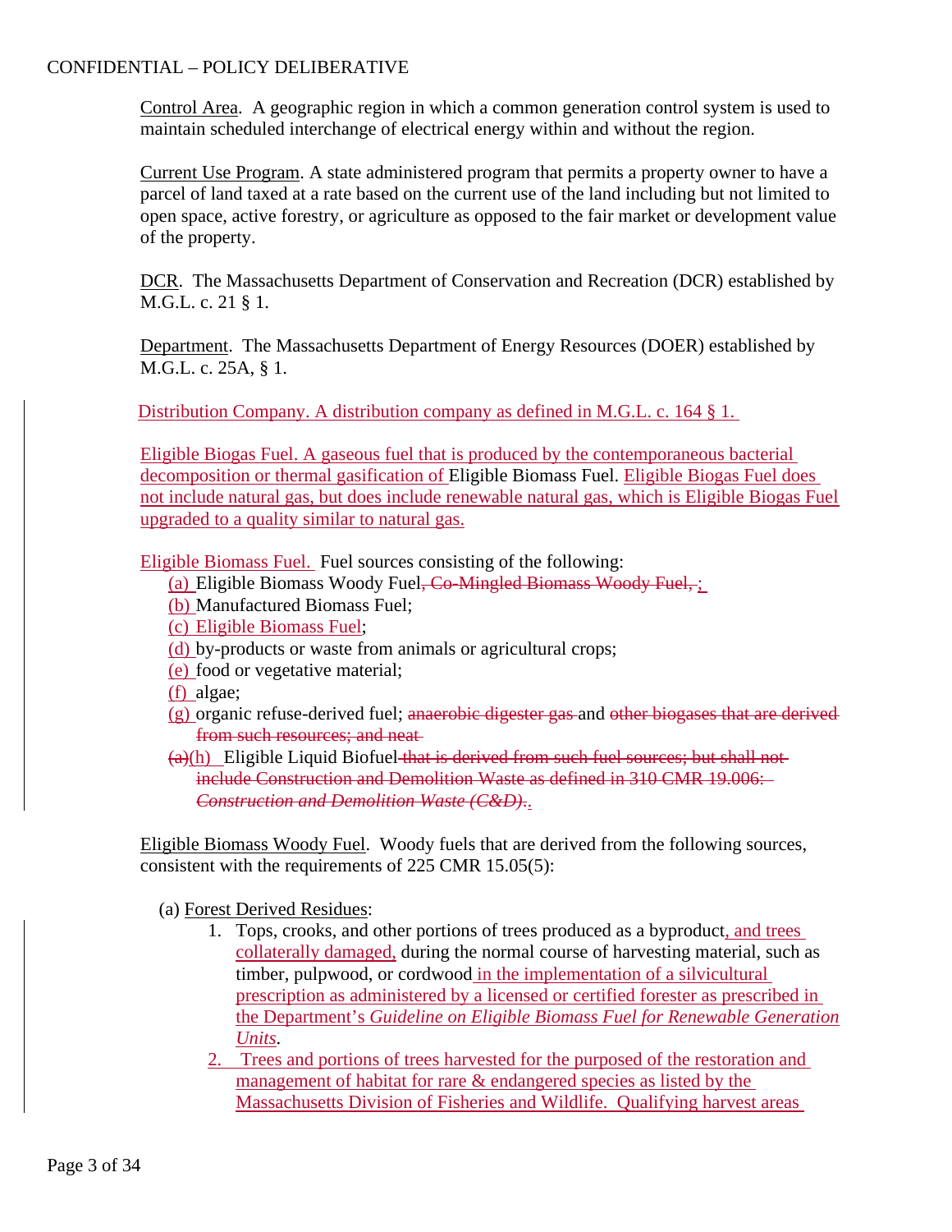Control Area. A geographic region in which a common generation control system is used to maintain scheduled interchange of electrical energy within and without the region.

Current Use Program. A state administered program that permits a property owner to have a parcel of land taxed at a rate based on the current use of the land including but not limited to open space, active forestry, or agriculture as opposed to the fair market or development value of the property.

DCR. The Massachusetts Department of Conservation and Recreation (DCR) established by M.G.L. c. 21 § 1.

Department. The Massachusetts Department of Energy Resources (DOER) established by M.G.L. c. 25A, § 1.

Distribution Company. A distribution company as defined in M.G.L. c. 164 § 1.

Eligible Biogas Fuel. A gaseous fuel that is produced by the contemporaneous bacterial decomposition or thermal gasification of Eligible Biomass Fuel. Eligible Biogas Fuel does not include natural gas, but does include renewable natural gas, which is Eligible Biogas Fuel upgraded to a quality similar to natural gas.

Eligible Biomass Fuel. Fuel sources consisting of the following:

- (a) Eligible Biomass Woody Fuel~~, Co-Mingled Biomass Woody Fuel, ~~;
- (b) Manufactured Biomass Fuel;
- (c) Eligible Biomass Fuel;
- (d) by-products or waste from animals or agricultural crops;
- (e) food or vegetative material;
- (f) algae;
- (g) organic refuse-derived fuel; ~~anaerobic digester gas~~ and ~~other biogases that are derived from such resources; and neat~~
- ~~(a)~~(h) Eligible Liquid Biofuel~~that is derived from such fuel sources; but shall not include Construction and Demolition Waste as defined in 310 CMR 19.006: *Construction and Demolition Waste (C&D)*.~~.

Eligible Biomass Woody Fuel. Woody fuels that are derived from the following sources, consistent with the requirements of 225 CMR 15.05(5):

(a) Forest Derived Residues:

1. Tops, crooks, and other portions of trees produced as a byproduct, and trees collaterally damaged, during the normal course of harvesting material, such as timber, pulpwood, or cordwood in the implementation of a silvicultural prescription as administered by a licensed or certified forester as prescribed in the Department's *Guideline on Eligible Biomass Fuel for Renewable Generation Units*.
2. Trees and portions of trees harvested for the purposed of the restoration and management of habitat for rare & endangered species as listed by the Massachusetts Division of Fisheries and Wildlife. Qualifying harvest areas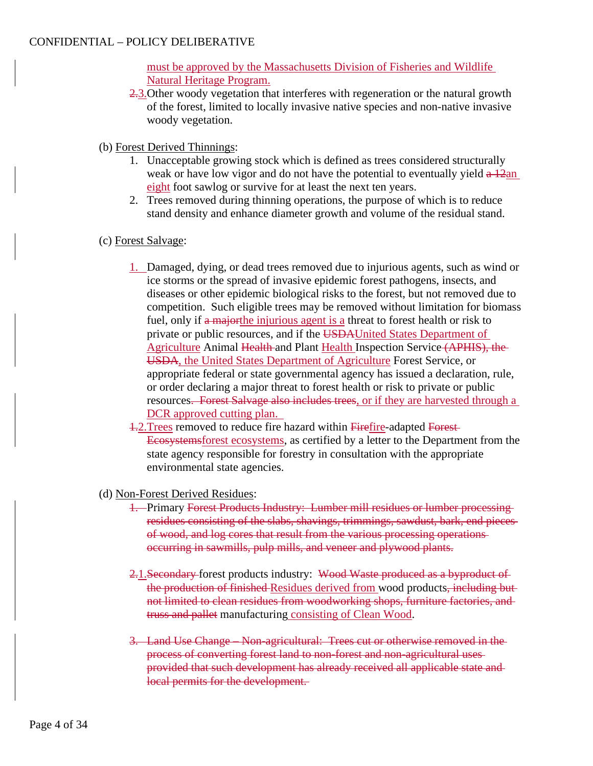must be approved by the Massachusetts Division of Fisheries and Wildlife Natural Heritage Program.

~~2.~~3. Other woody vegetation that interferes with regeneration or the natural growth of the forest, limited to locally invasive native species and non-native invasive woody vegetation.

(b) Forest Derived Thinnings:

1. Unacceptable growing stock which is defined as trees considered structurally weak or have low vigor and do not have the potential to eventually yield ~~a 12~~an eight foot sawlog or survive for at least the next ten years.
2. Trees removed during thinning operations, the purpose of which is to reduce stand density and enhance diameter growth and volume of the residual stand.

(c) Forest Salvage:

1. Damaged, dying, or dead trees removed due to injurious agents, such as wind or ice storms or the spread of invasive epidemic forest pathogens, insects, and diseases or other epidemic biological risks to the forest, but not removed due to competition. Such eligible trees may be removed without limitation for biomass fuel, only if ~~a major~~the injurious agent is a threat to forest health or risk to private or public resources, and if the ~~USDA~~United States Department of Agriculture Animal ~~Health~~ and Plant Health Inspection Service ~~(APHIS), the USDA~~, the United States Department of Agriculture Forest Service, or appropriate federal or state governmental agency has issued a declaration, rule, or order declaring a major threat to forest health or risk to private or public resources~~. Forest Salvage also includes trees~~, or if they are harvested through a DCR approved cutting plan.

~~1.~~2. Trees removed to reduce fire hazard within ~~Fire~~fire-adapted ~~Forest Ecosystems~~forest ecosystems, as certified by a letter to the Department from the state agency responsible for forestry in consultation with the appropriate environmental state agencies.

(d) Non-Forest Derived Residues:

~~1.~~ Primary ~~Forest Products Industry: Lumber mill residues or lumber processing residues consisting of the slabs, shavings, trimmings, sawdust, bark, end pieces of wood, and log cores that result from the various processing operations occurring in sawmills, pulp mills, and veneer and plywood plants.~~

~~2.~~1. ~~Secondary~~ forest products industry: ~~Wood Waste produced as a byproduct of the production of finished~~ Residues derived from wood products~~, including but not limited to clean residues from woodworking shops, furniture factories, and truss and pallet~~ manufacturing consisting of Clean Wood.

~~3. Land Use Change – Non-agricultural: Trees cut or otherwise removed in the process of converting forest land to non-forest and non-agricultural uses provided that such development has already received all applicable state and local permits for the development.~~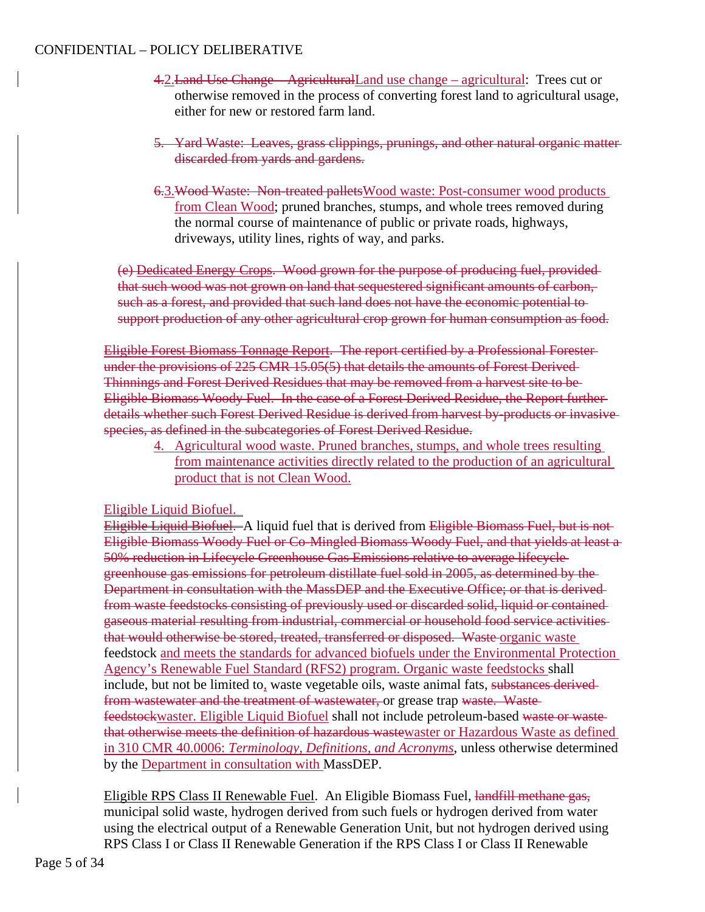~~4.~~2.~~Land Use Change – Agricultural~~Land use change – agricultural: Trees cut or otherwise removed in the process of converting forest land to agricultural usage, either for new or restored farm land.

~~5. Yard Waste: Leaves, grass clippings, prunings, and other natural organic matter discarded from yards and gardens.~~

~~6.~~3.~~Wood Waste: Non-treated pallets~~Wood waste: Post-consumer wood products from Clean Wood; pruned branches, stumps, and whole trees removed during the normal course of maintenance of public or private roads, highways, driveways, utility lines, rights of way, and parks.

~~(e) Dedicated Energy Crops. Wood grown for the purpose of producing fuel, provided that such wood was not grown on land that sequestered significant amounts of carbon, such as a forest, and provided that such land does not have the economic potential to support production of any other agricultural crop grown for human consumption as food.~~

~~Eligible Forest Biomass Tonnage Report. The report certified by a Professional Forester under the provisions of 225 CMR 15.05(5) that details the amounts of Forest Derived Thinnings and Forest Derived Residues that may be removed from a harvest site to be Eligible Biomass Woody Fuel. In the case of a Forest Derived Residue, the Report further details whether such Forest Derived Residue is derived from harvest by-products or invasive species, as defined in the subcategories of Forest Derived Residue.~~

4. Agricultural wood waste. Pruned branches, stumps, and whole trees resulting from maintenance activities directly related to the production of an agricultural product that is not Clean Wood.

Eligible Liquid Biofuel.

~~Eligible Liquid Biofuel.~~ A liquid fuel that is derived from ~~Eligible Biomass Fuel, but is not Eligible Biomass Woody Fuel or Co-Mingled Biomass Woody Fuel, and that yields at least a 50% reduction in Lifecycle Greenhouse Gas Emissions relative to average lifecycle greenhouse gas emissions for petroleum distillate fuel sold in 2005, as determined by the Department in consultation with the MassDEP and the Executive Office; or that is derived from waste feedstocks consisting of previously used or discarded solid, liquid or contained gaseous material resulting from industrial, commercial or household food service activities that would otherwise be stored, treated, transferred or disposed. Waste~~ organic waste feedstock and meets the standards for advanced biofuels under the Environmental Protection Agency's Renewable Fuel Standard (RFS2) program. Organic waste feedstocks shall include, but not be limited to, waste vegetable oils, waste animal fats, ~~substances derived from wastewater and the treatment of wastewater,~~ or grease trap ~~waste. Waste feedstock~~waster. Eligible Liquid Biofuel shall not include petroleum-based ~~waste or waste that otherwise meets the definition of hazardous waste~~waster or Hazardous Waste as defined in 310 CMR 40.0006: *Terminology, Definitions, and Acronyms*, unless otherwise determined by the Department in consultation with MassDEP.

Eligible RPS Class II Renewable Fuel. An Eligible Biomass Fuel, ~~landfill methane gas,~~ municipal solid waste, hydrogen derived from such fuels or hydrogen derived from water using the electrical output of a Renewable Generation Unit, but not hydrogen derived using RPS Class I or Class II Renewable Generation if the RPS Class I or Class II Renewable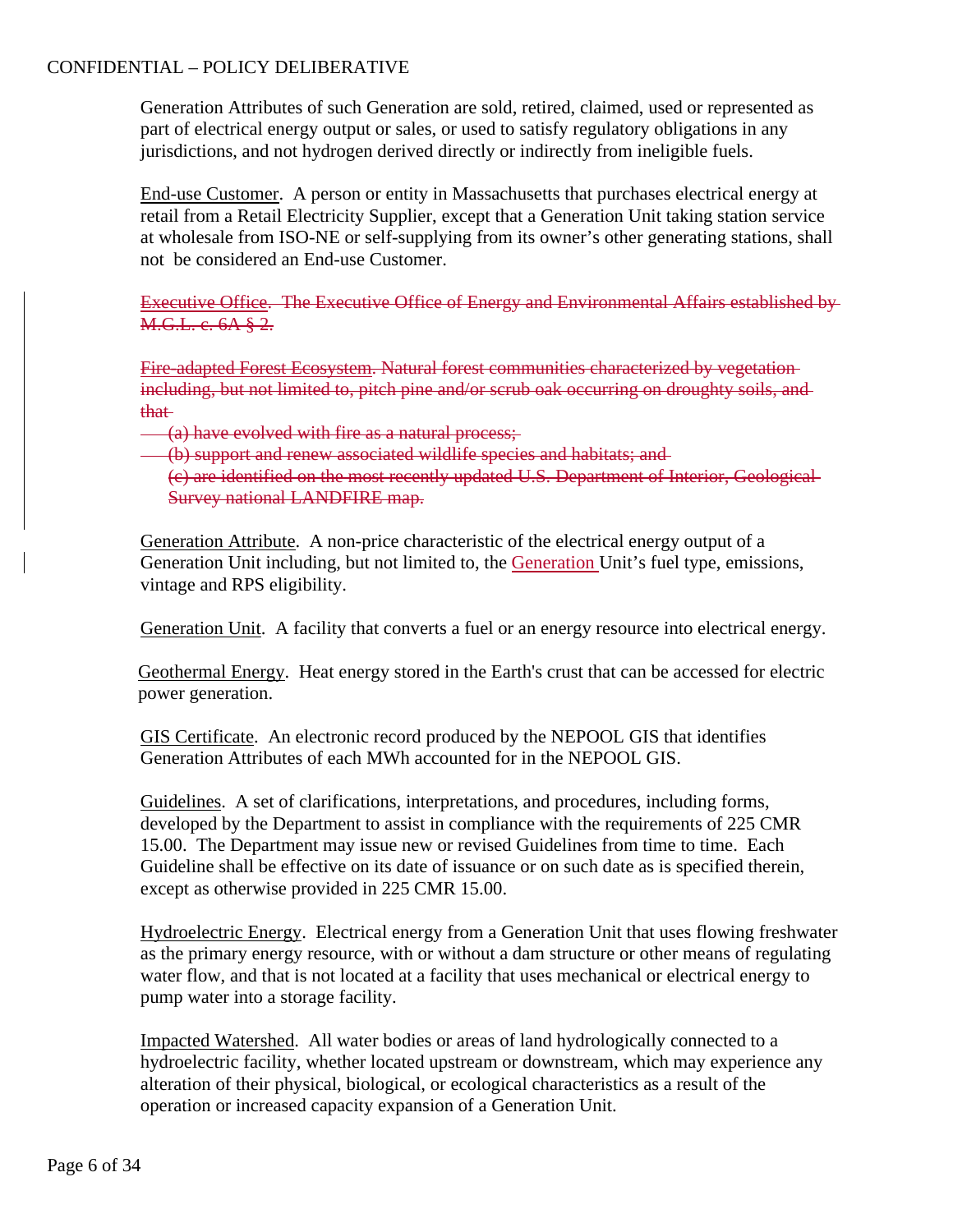Generation Attributes of such Generation are sold, retired, claimed, used or represented as part of electrical energy output or sales, or used to satisfy regulatory obligations in any jurisdictions, and not hydrogen derived directly or indirectly from ineligible fuels.

End-use Customer. A person or entity in Massachusetts that purchases electrical energy at retail from a Retail Electricity Supplier, except that a Generation Unit taking station service at wholesale from ISO-NE or self-supplying from its owner's other generating stations, shall not be considered an End-use Customer.

~~Executive Office. The Executive Office of Energy and Environmental Affairs established by M.G.L. c. 6A § 2.~~

~~Fire-adapted Forest Ecosystem. Natural forest communities characterized by vegetation including, but not limited to, pitch pine and/or scrub oak occurring on droughty soils, and that~~

~~(a) have evolved with fire as a natural process;~~

~~(b) support and renew associated wildlife species and habitats; and~~

~~(c) are identified on the most recently updated U.S. Department of Interior, Geological Survey national LANDFIRE map.~~

Generation Attribute. A non-price characteristic of the electrical energy output of a Generation Unit including, but not limited to, the Generation Unit's fuel type, emissions, vintage and RPS eligibility.

Generation Unit. A facility that converts a fuel or an energy resource into electrical energy.

Geothermal Energy. Heat energy stored in the Earth's crust that can be accessed for electric power generation.

GIS Certificate. An electronic record produced by the NEPOOL GIS that identifies Generation Attributes of each MWh accounted for in the NEPOOL GIS.

Guidelines. A set of clarifications, interpretations, and procedures, including forms, developed by the Department to assist in compliance with the requirements of 225 CMR 15.00. The Department may issue new or revised Guidelines from time to time. Each Guideline shall be effective on its date of issuance or on such date as is specified therein, except as otherwise provided in 225 CMR 15.00.

Hydroelectric Energy. Electrical energy from a Generation Unit that uses flowing freshwater as the primary energy resource, with or without a dam structure or other means of regulating water flow, and that is not located at a facility that uses mechanical or electrical energy to pump water into a storage facility.

Impacted Watershed. All water bodies or areas of land hydrologically connected to a hydroelectric facility, whether located upstream or downstream, which may experience any alteration of their physical, biological, or ecological characteristics as a result of the operation or increased capacity expansion of a Generation Unit.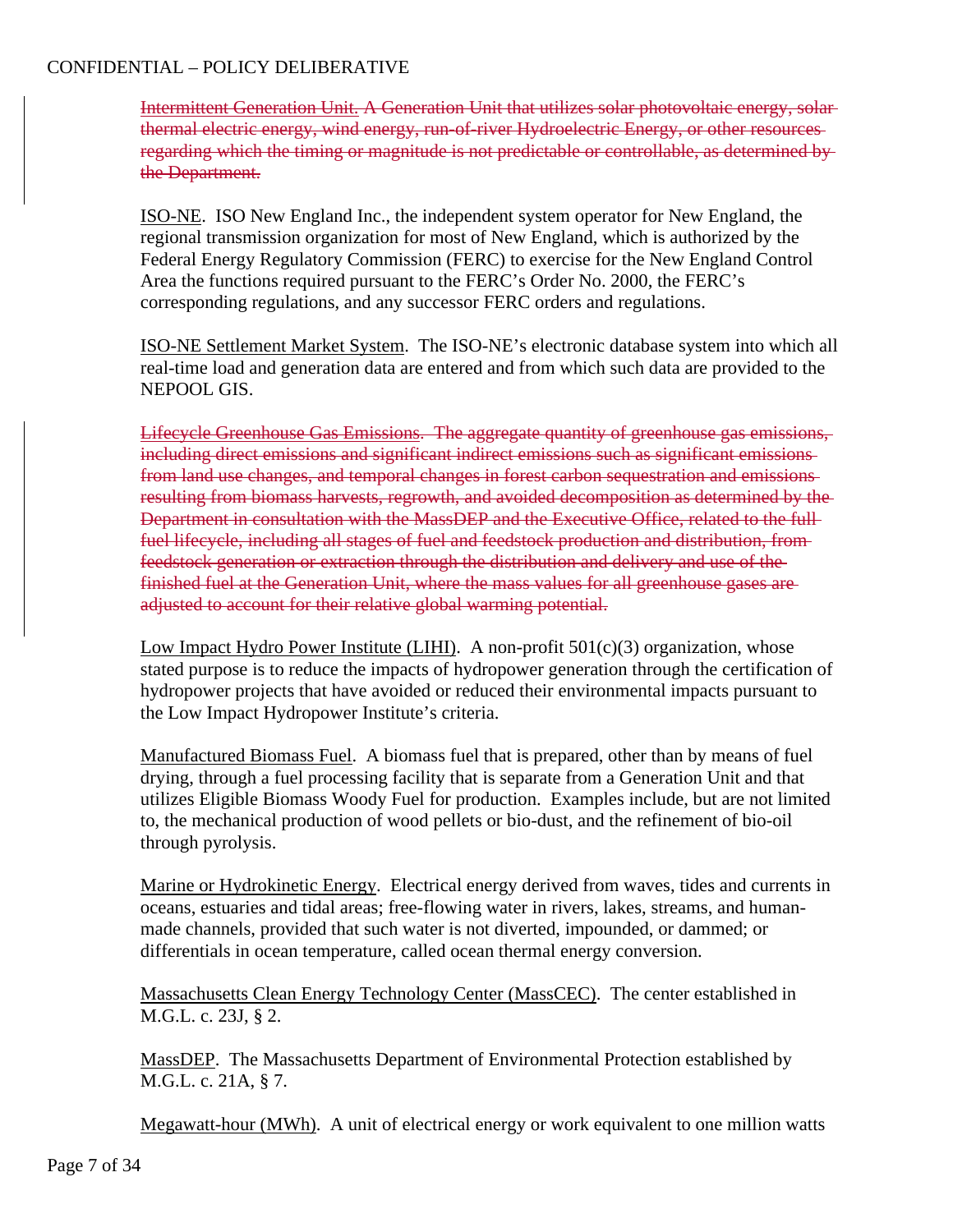~~Intermittent Generation Unit. A Generation Unit that utilizes solar photovoltaic energy, solar thermal electric energy, wind energy, run-of-river Hydroelectric Energy, or other resources regarding which the timing or magnitude is not predictable or controllable, as determined by the Department.~~

<u>ISO-NE</u>. ISO New England Inc., the independent system operator for New England, the regional transmission organization for most of New England, which is authorized by the Federal Energy Regulatory Commission (FERC) to exercise for the New England Control Area the functions required pursuant to the FERC's Order No. 2000, the FERC's corresponding regulations, and any successor FERC orders and regulations.

<u>ISO-NE Settlement Market System</u>. The ISO-NE's electronic database system into which all real-time load and generation data are entered and from which such data are provided to the NEPOOL GIS.

~~Lifecycle Greenhouse Gas Emissions. The aggregate quantity of greenhouse gas emissions, including direct emissions and significant indirect emissions such as significant emissions from land use changes, and temporal changes in forest carbon sequestration and emissions resulting from biomass harvests, regrowth, and avoided decomposition as determined by the Department in consultation with the MassDEP and the Executive Office, related to the full fuel lifecycle, including all stages of fuel and feedstock production and distribution, from feedstock generation or extraction through the distribution and delivery and use of the finished fuel at the Generation Unit, where the mass values for all greenhouse gases are adjusted to account for their relative global warming potential.~~

<u>Low Impact Hydro Power Institute (LIHI)</u>. A non-profit 501(c)(3) organization, whose stated purpose is to reduce the impacts of hydropower generation through the certification of hydropower projects that have avoided or reduced their environmental impacts pursuant to the Low Impact Hydropower Institute's criteria.

<u>Manufactured Biomass Fuel</u>. A biomass fuel that is prepared, other than by means of fuel drying, through a fuel processing facility that is separate from a Generation Unit and that utilizes Eligible Biomass Woody Fuel for production. Examples include, but are not limited to, the mechanical production of wood pellets or bio-dust, and the refinement of bio-oil through pyrolysis.

<u>Marine or Hydrokinetic Energy</u>. Electrical energy derived from waves, tides and currents in oceans, estuaries and tidal areas; free-flowing water in rivers, lakes, streams, and human-made channels, provided that such water is not diverted, impounded, or dammed; or differentials in ocean temperature, called ocean thermal energy conversion.

<u>Massachusetts Clean Energy Technology Center (MassCEC)</u>. The center established in M.G.L. c. 23J, § 2.

<u>MassDEP</u>. The Massachusetts Department of Environmental Protection established by M.G.L. c. 21A, § 7.

<u>Megawatt-hour (MWh)</u>. A unit of electrical energy or work equivalent to one million watts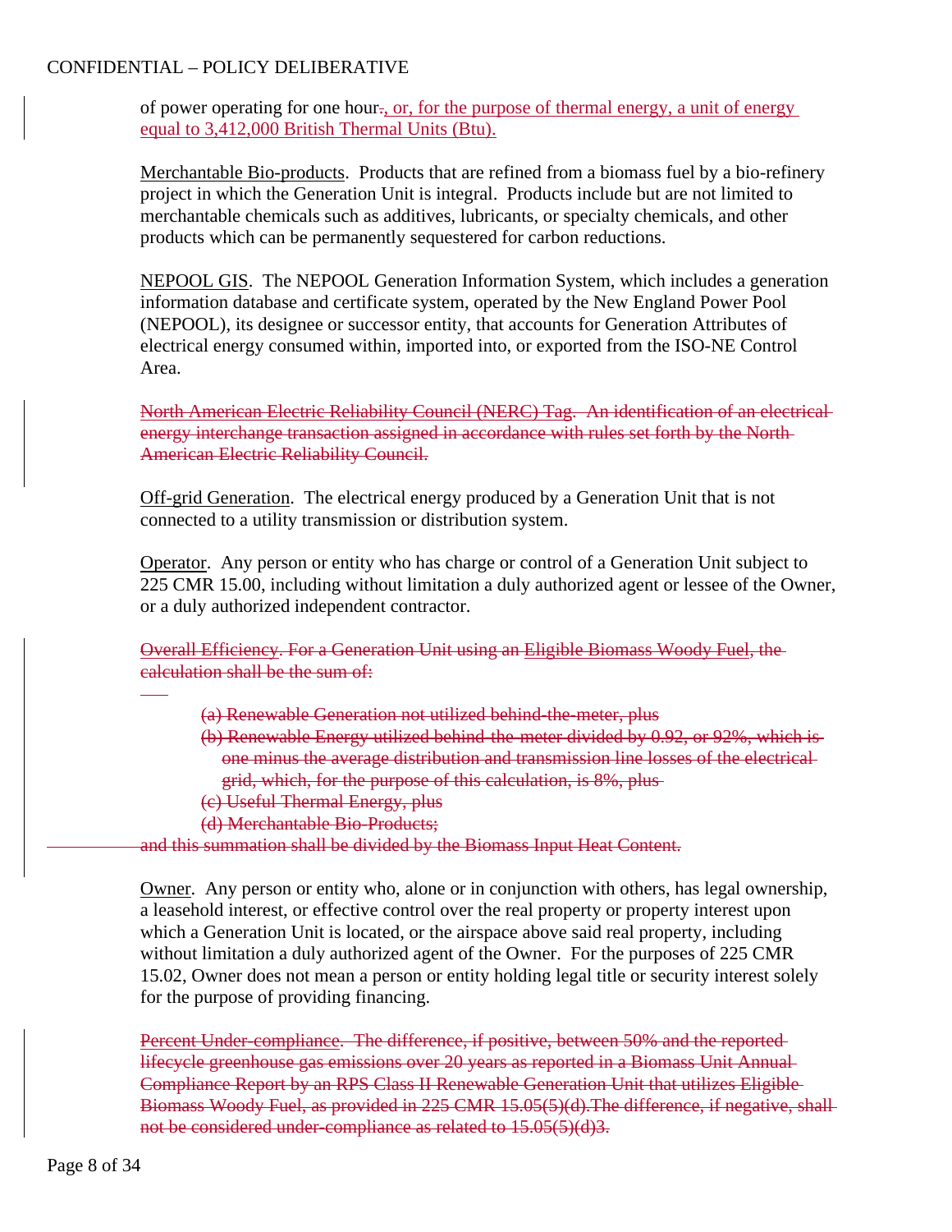of power operating for one hour~~.~~, or, for the purpose of thermal energy, a unit of energy equal to 3,412,000 British Thermal Units (Btu).

Merchantable Bio-products. Products that are refined from a biomass fuel by a bio-refinery project in which the Generation Unit is integral. Products include but are not limited to merchantable chemicals such as additives, lubricants, or specialty chemicals, and other products which can be permanently sequestered for carbon reductions.

NEPOOL GIS. The NEPOOL Generation Information System, which includes a generation information database and certificate system, operated by the New England Power Pool (NEPOOL), its designee or successor entity, that accounts for Generation Attributes of electrical energy consumed within, imported into, or exported from the ISO-NE Control Area.

~~North American Electric Reliability Council (NERC) Tag. An identification of an electrical energy interchange transaction assigned in accordance with rules set forth by the North American Electric Reliability Council.~~

Off-grid Generation. The electrical energy produced by a Generation Unit that is not connected to a utility transmission or distribution system.

Operator. Any person or entity who has charge or control of a Generation Unit subject to 225 CMR 15.00, including without limitation a duly authorized agent or lessee of the Owner, or a duly authorized independent contractor.

~~Overall Efficiency. For a Generation Unit using an Eligible Biomass Woody Fuel, the calculation shall be the sum of:~~

~~(a) Renewable Generation not utilized behind-the-meter, plus~~
~~(b) Renewable Energy utilized behind-the-meter divided by 0.92, or 92%, which is one minus the average distribution and transmission line losses of the electrical grid, which, for the purpose of this calculation, is 8%, plus~~
~~(c) Useful Thermal Energy, plus~~
~~(d) Merchantable Bio-Products;~~

~~and this summation shall be divided by the Biomass Input Heat Content.~~

Owner. Any person or entity who, alone or in conjunction with others, has legal ownership, a leasehold interest, or effective control over the real property or property interest upon which a Generation Unit is located, or the airspace above said real property, including without limitation a duly authorized agent of the Owner. For the purposes of 225 CMR 15.02, Owner does not mean a person or entity holding legal title or security interest solely for the purpose of providing financing.

~~Percent Under-compliance. The difference, if positive, between 50% and the reported lifecycle greenhouse gas emissions over 20 years as reported in a Biomass Unit Annual Compliance Report by an RPS Class II Renewable Generation Unit that utilizes Eligible Biomass Woody Fuel, as provided in 225 CMR 15.05(5)(d).The difference, if negative, shall not be considered under-compliance as related to 15.05(5)(d)3.~~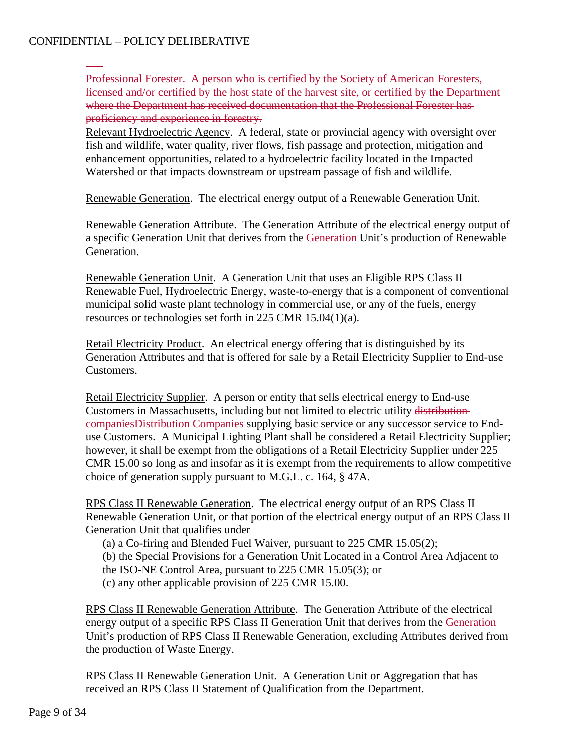~~Professional Forester. A person who is certified by the Society of American Foresters, licensed and/or certified by the host state of the harvest site, or certified by the Department where the Department has received documentation that the Professional Forester has proficiency and experience in forestry.~~

Relevant Hydroelectric Agency. A federal, state or provincial agency with oversight over fish and wildlife, water quality, river flows, fish passage and protection, mitigation and enhancement opportunities, related to a hydroelectric facility located in the Impacted Watershed or that impacts downstream or upstream passage of fish and wildlife.

Renewable Generation. The electrical energy output of a Renewable Generation Unit.

Renewable Generation Attribute. The Generation Attribute of the electrical energy output of a specific Generation Unit that derives from the Generation Unit's production of Renewable Generation.

Renewable Generation Unit. A Generation Unit that uses an Eligible RPS Class II Renewable Fuel, Hydroelectric Energy, waste-to-energy that is a component of conventional municipal solid waste plant technology in commercial use, or any of the fuels, energy resources or technologies set forth in 225 CMR 15.04(1)(a).

Retail Electricity Product. An electrical energy offering that is distinguished by its Generation Attributes and that is offered for sale by a Retail Electricity Supplier to End-use Customers.

Retail Electricity Supplier. A person or entity that sells electrical energy to End-use Customers in Massachusetts, including but not limited to electric utility ~~distribution companies~~Distribution Companies supplying basic service or any successor service to End-use Customers. A Municipal Lighting Plant shall be considered a Retail Electricity Supplier; however, it shall be exempt from the obligations of a Retail Electricity Supplier under 225 CMR 15.00 so long as and insofar as it is exempt from the requirements to allow competitive choice of generation supply pursuant to M.G.L. c. 164, § 47A.

RPS Class II Renewable Generation. The electrical energy output of an RPS Class II Renewable Generation Unit, or that portion of the electrical energy output of an RPS Class II Generation Unit that qualifies under

(a) a Co-firing and Blended Fuel Waiver, pursuant to 225 CMR 15.05(2);
(b) the Special Provisions for a Generation Unit Located in a Control Area Adjacent to the ISO-NE Control Area, pursuant to 225 CMR 15.05(3); or
(c) any other applicable provision of 225 CMR 15.00.

RPS Class II Renewable Generation Attribute. The Generation Attribute of the electrical energy output of a specific RPS Class II Generation Unit that derives from the Generation Unit's production of RPS Class II Renewable Generation, excluding Attributes derived from the production of Waste Energy.

RPS Class II Renewable Generation Unit. A Generation Unit or Aggregation that has received an RPS Class II Statement of Qualification from the Department.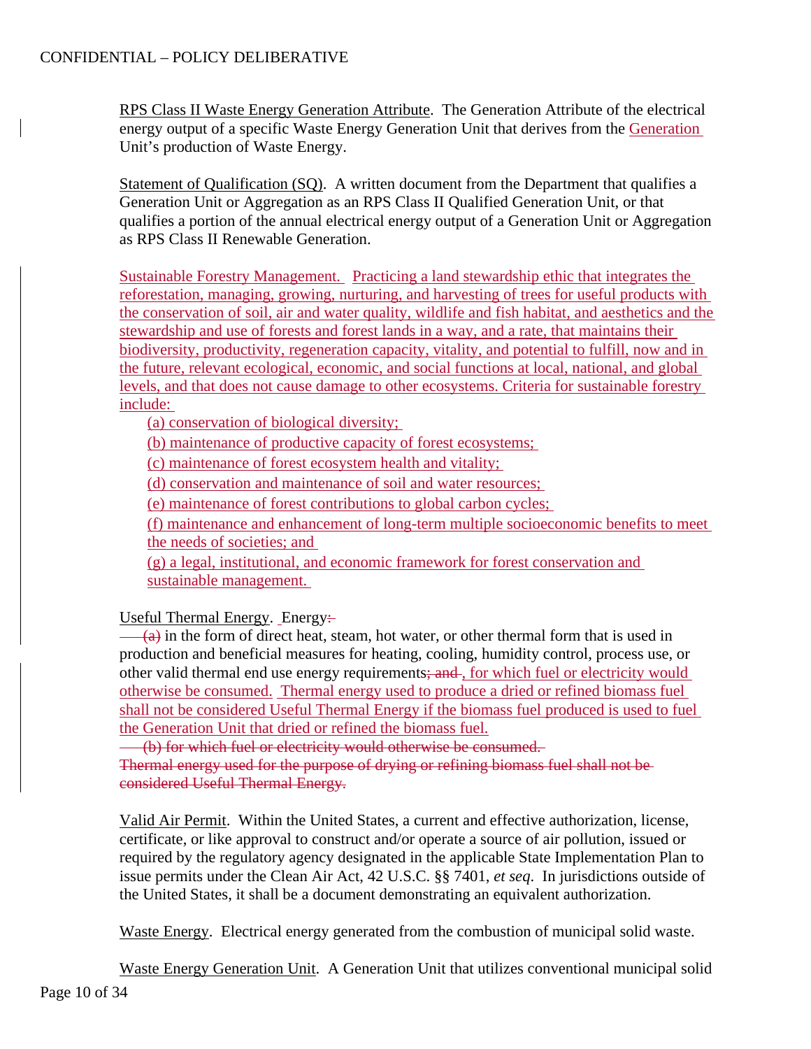RPS Class II Waste Energy Generation Attribute. The Generation Attribute of the electrical energy output of a specific Waste Energy Generation Unit that derives from the Generation Unit's production of Waste Energy.

Statement of Qualification (SQ). A written document from the Department that qualifies a Generation Unit or Aggregation as an RPS Class II Qualified Generation Unit, or that qualifies a portion of the annual electrical energy output of a Generation Unit or Aggregation as RPS Class II Renewable Generation.

Sustainable Forestry Management. Practicing a land stewardship ethic that integrates the reforestation, managing, growing, nurturing, and harvesting of trees for useful products with the conservation of soil, air and water quality, wildlife and fish habitat, and aesthetics and the stewardship and use of forests and forest lands in a way, and a rate, that maintains their biodiversity, productivity, regeneration capacity, vitality, and potential to fulfill, now and in the future, relevant ecological, economic, and social functions at local, national, and global levels, and that does not cause damage to other ecosystems. Criteria for sustainable forestry include:

(a) conservation of biological diversity;

(b) maintenance of productive capacity of forest ecosystems;

(c) maintenance of forest ecosystem health and vitality;

(d) conservation and maintenance of soil and water resources;

(e) maintenance of forest contributions to global carbon cycles;

(f) maintenance and enhancement of long-term multiple socioeconomic benefits to meet the needs of societies; and

(g) a legal, institutional, and economic framework for forest conservation and sustainable management.

Useful Thermal Energy. Energy~~:~~

~~(a)~~ in the form of direct heat, steam, hot water, or other thermal form that is used in production and beneficial measures for heating, cooling, humidity control, process use, or other valid thermal end use energy requirements~~; and~~ , for which fuel or electricity would otherwise be consumed. Thermal energy used to produce a dried or refined biomass fuel shall not be considered Useful Thermal Energy if the biomass fuel produced is used to fuel the Generation Unit that dried or refined the biomass fuel.

~~(b) for which fuel or electricity would otherwise be consumed.~~

~~Thermal energy used for the purpose of drying or refining biomass fuel shall not be considered Useful Thermal Energy.~~

Valid Air Permit. Within the United States, a current and effective authorization, license, certificate, or like approval to construct and/or operate a source of air pollution, issued or required by the regulatory agency designated in the applicable State Implementation Plan to issue permits under the Clean Air Act, 42 U.S.C. §§ 7401, *et seq*. In jurisdictions outside of the United States, it shall be a document demonstrating an equivalent authorization.

Waste Energy. Electrical energy generated from the combustion of municipal solid waste.

Waste Energy Generation Unit. A Generation Unit that utilizes conventional municipal solid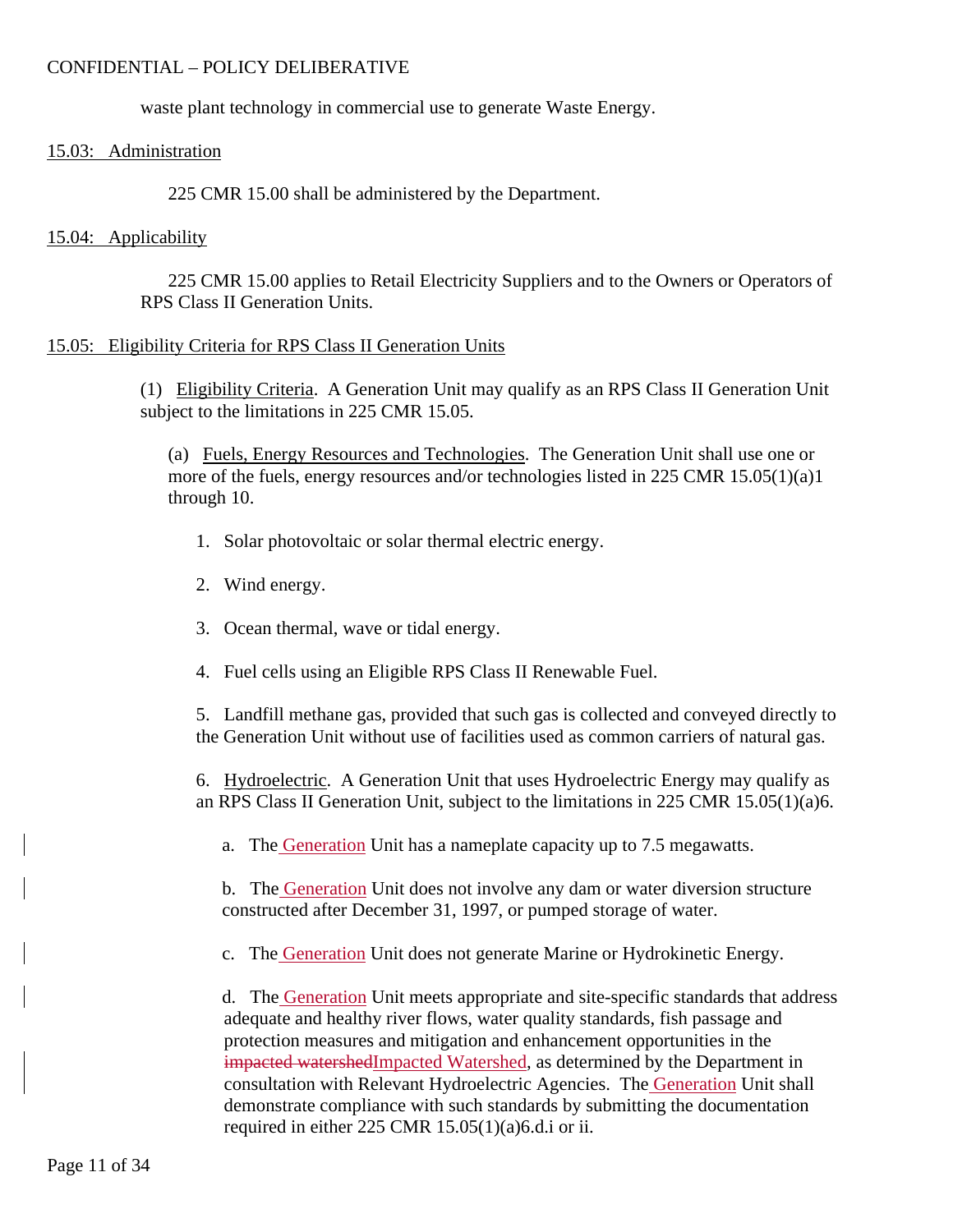waste plant technology in commercial use to generate Waste Energy.

15.03: Administration

225 CMR 15.00 shall be administered by the Department.

15.04: Applicability

225 CMR 15.00 applies to Retail Electricity Suppliers and to the Owners or Operators of RPS Class II Generation Units.

15.05: Eligibility Criteria for RPS Class II Generation Units

(1) Eligibility Criteria. A Generation Unit may qualify as an RPS Class II Generation Unit subject to the limitations in 225 CMR 15.05.

(a) Fuels, Energy Resources and Technologies. The Generation Unit shall use one or more of the fuels, energy resources and/or technologies listed in 225 CMR 15.05(1)(a)1 through 10.

1. Solar photovoltaic or solar thermal electric energy.

2. Wind energy.

3. Ocean thermal, wave or tidal energy.

4. Fuel cells using an Eligible RPS Class II Renewable Fuel.

5. Landfill methane gas, provided that such gas is collected and conveyed directly to the Generation Unit without use of facilities used as common carriers of natural gas.

6. Hydroelectric. A Generation Unit that uses Hydroelectric Energy may qualify as an RPS Class II Generation Unit, subject to the limitations in 225 CMR 15.05(1)(a)6.

a. The Generation Unit has a nameplate capacity up to 7.5 megawatts.

b. The Generation Unit does not involve any dam or water diversion structure constructed after December 31, 1997, or pumped storage of water.

c. The Generation Unit does not generate Marine or Hydrokinetic Energy.

d. The Generation Unit meets appropriate and site-specific standards that address adequate and healthy river flows, water quality standards, fish passage and protection measures and mitigation and enhancement opportunities in the ~~impacted watershed~~Impacted Watershed, as determined by the Department in consultation with Relevant Hydroelectric Agencies. The Generation Unit shall demonstrate compliance with such standards by submitting the documentation required in either 225 CMR 15.05(1)(a)6.d.i or ii.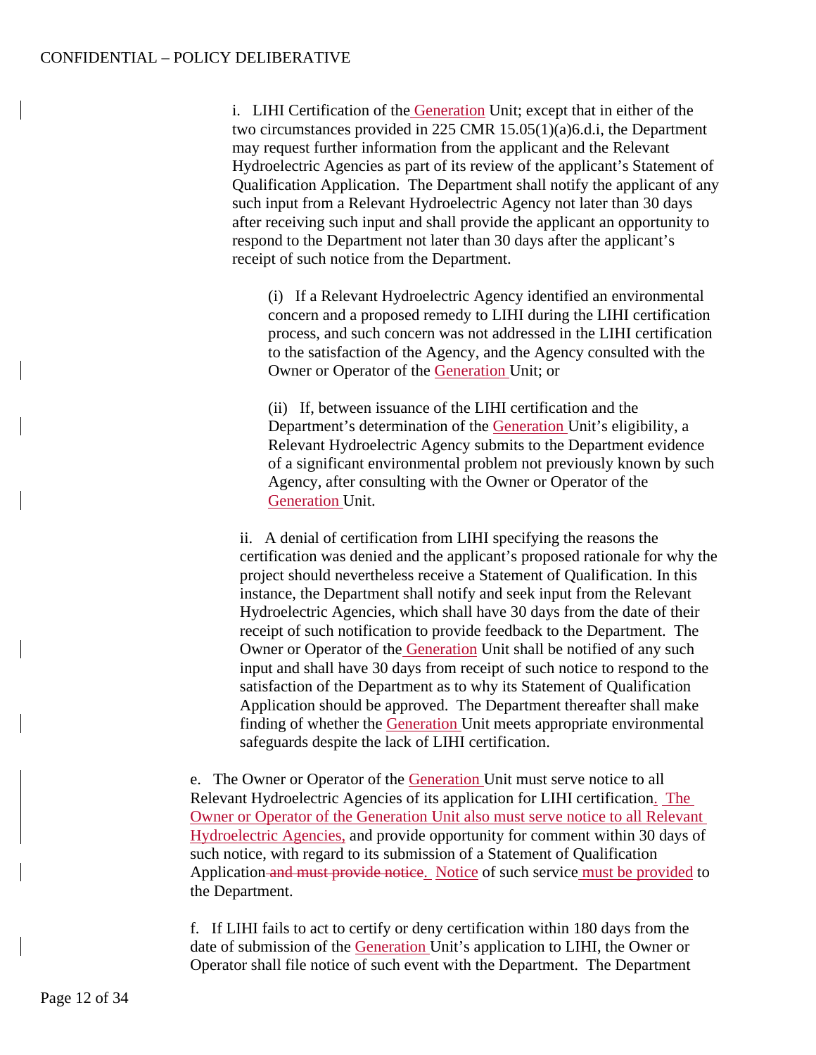i. LIHI Certification of the Generation Unit; except that in either of the two circumstances provided in 225 CMR 15.05(1)(a)6.d.i, the Department may request further information from the applicant and the Relevant Hydroelectric Agencies as part of its review of the applicant's Statement of Qualification Application. The Department shall notify the applicant of any such input from a Relevant Hydroelectric Agency not later than 30 days after receiving such input and shall provide the applicant an opportunity to respond to the Department not later than 30 days after the applicant's receipt of such notice from the Department.

(i) If a Relevant Hydroelectric Agency identified an environmental concern and a proposed remedy to LIHI during the LIHI certification process, and such concern was not addressed in the LIHI certification to the satisfaction of the Agency, and the Agency consulted with the Owner or Operator of the Generation Unit; or

(ii) If, between issuance of the LIHI certification and the Department's determination of the Generation Unit's eligibility, a Relevant Hydroelectric Agency submits to the Department evidence of a significant environmental problem not previously known by such Agency, after consulting with the Owner or Operator of the Generation Unit.

ii. A denial of certification from LIHI specifying the reasons the certification was denied and the applicant's proposed rationale for why the project should nevertheless receive a Statement of Qualification. In this instance, the Department shall notify and seek input from the Relevant Hydroelectric Agencies, which shall have 30 days from the date of their receipt of such notification to provide feedback to the Department. The Owner or Operator of the Generation Unit shall be notified of any such input and shall have 30 days from receipt of such notice to respond to the satisfaction of the Department as to why its Statement of Qualification Application should be approved. The Department thereafter shall make finding of whether the Generation Unit meets appropriate environmental safeguards despite the lack of LIHI certification.

e. The Owner or Operator of the Generation Unit must serve notice to all Relevant Hydroelectric Agencies of its application for LIHI certification. The Owner or Operator of the Generation Unit also must serve notice to all Relevant Hydroelectric Agencies, and provide opportunity for comment within 30 days of such notice, with regard to its submission of a Statement of Qualification Application ~~and must provide notice~~. Notice of such service must be provided to the Department.

f. If LIHI fails to act to certify or deny certification within 180 days from the date of submission of the Generation Unit's application to LIHI, the Owner or Operator shall file notice of such event with the Department. The Department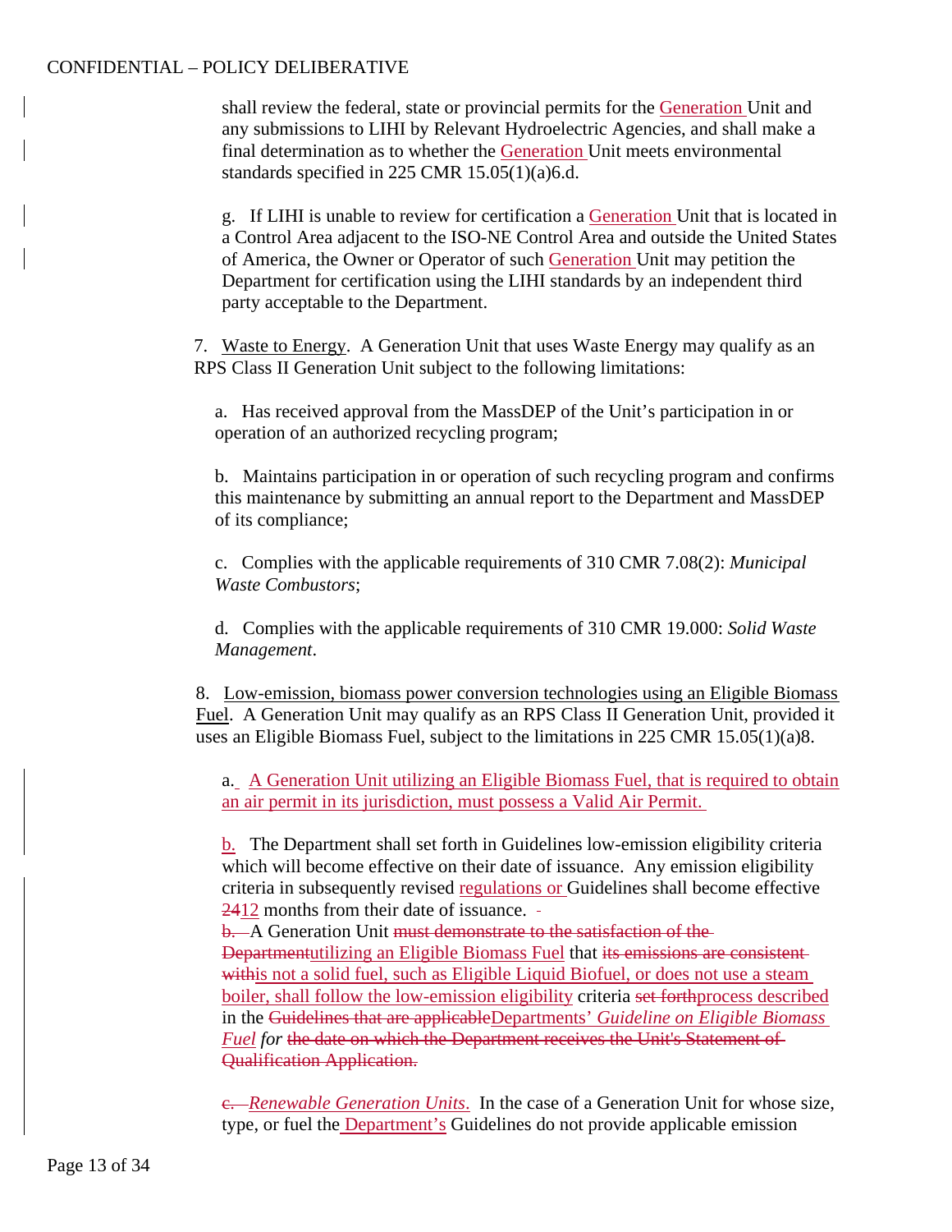shall review the federal, state or provincial permits for the Generation Unit and any submissions to LIHI by Relevant Hydroelectric Agencies, and shall make a final determination as to whether the Generation Unit meets environmental standards specified in 225 CMR 15.05(1)(a)6.d.

g. If LIHI is unable to review for certification a Generation Unit that is located in a Control Area adjacent to the ISO-NE Control Area and outside the United States of America, the Owner or Operator of such Generation Unit may petition the Department for certification using the LIHI standards by an independent third party acceptable to the Department.

7. Waste to Energy. A Generation Unit that uses Waste Energy may qualify as an RPS Class II Generation Unit subject to the following limitations:

a. Has received approval from the MassDEP of the Unit's participation in or operation of an authorized recycling program;

b. Maintains participation in or operation of such recycling program and confirms this maintenance by submitting an annual report to the Department and MassDEP of its compliance;

c. Complies with the applicable requirements of 310 CMR 7.08(2): *Municipal Waste Combustors*;

d. Complies with the applicable requirements of 310 CMR 19.000: *Solid Waste Management*.

8. Low-emission, biomass power conversion technologies using an Eligible Biomass Fuel. A Generation Unit may qualify as an RPS Class II Generation Unit, provided it uses an Eligible Biomass Fuel, subject to the limitations in 225 CMR 15.05(1)(a)8.

a. A Generation Unit utilizing an Eligible Biomass Fuel, that is required to obtain an air permit in its jurisdiction, must possess a Valid Air Permit.

b. The Department shall set forth in Guidelines low-emission eligibility criteria which will become effective on their date of issuance. Any emission eligibility criteria in subsequently revised regulations or Guidelines shall become effective ~~24~~12 months from their date of issuance.

~~b.~~ A Generation Unit ~~must demonstrate to the satisfaction of the Department~~utilizing an Eligible Biomass Fuel that ~~its emissions are consistent with~~is not a solid fuel, such as Eligible Liquid Biofuel, or does not use a steam boiler, shall follow the low-emission eligibility criteria ~~set forth~~process described in the ~~Guidelines that are applicable~~Departments' *Guideline on Eligible Biomass Fuel for* ~~the date on which the Department receives the Unit's Statement of Qualification Application.~~

~~c.~~ *Renewable Generation Units*. In the case of a Generation Unit for whose size, type, or fuel the Department's Guidelines do not provide applicable emission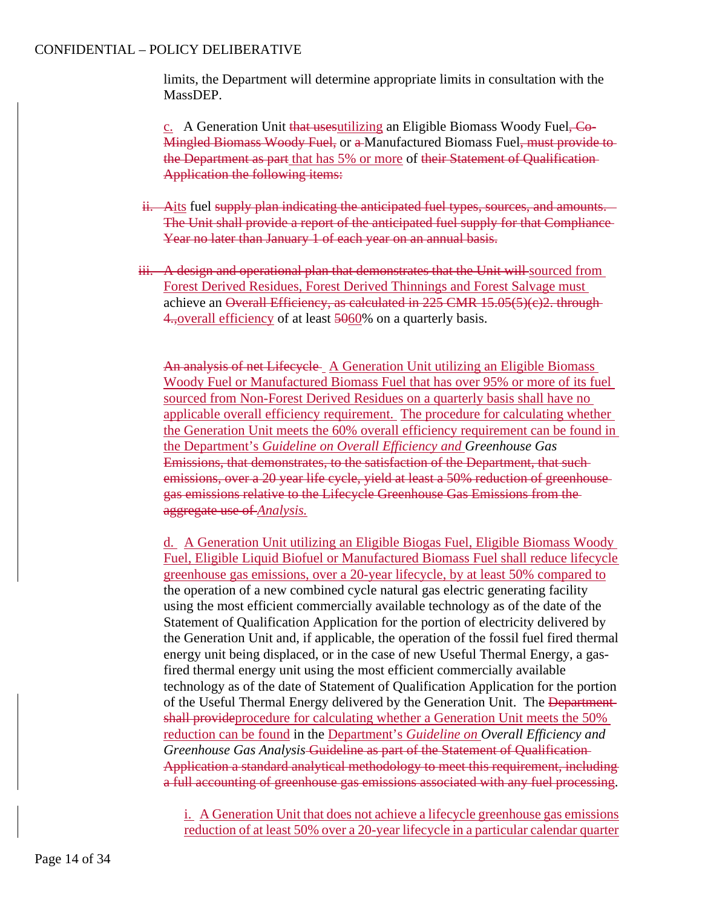limits, the Department will determine appropriate limits in consultation with the MassDEP.

c. A Generation Unit ~~that uses~~utilizing an Eligible Biomass Woody Fuel~~, Co-Mingled Biomass Woody Fuel,~~ or ~~a~~ Manufactured Biomass Fuel~~, must provide to the Department as part~~ that has 5% or more of ~~their Statement of Qualification Application the following items:~~

~~ii. A~~its fuel ~~supply plan indicating the anticipated fuel types, sources, and amounts. The Unit shall provide a report of the anticipated fuel supply for that Compliance Year no later than January 1 of each year on an annual basis.~~

~~iii. A design and operational plan that demonstrates that the Unit will~~ sourced from Forest Derived Residues, Forest Derived Thinnings and Forest Salvage must achieve an ~~Overall Efficiency, as calculated in 225 CMR 15.05(5)(c)2. through 4.,~~overall efficiency of at least ~~50~~60% on a quarterly basis.

~~An analysis of net Lifecycle~~ A Generation Unit utilizing an Eligible Biomass Woody Fuel or Manufactured Biomass Fuel that has over 95% or more of its fuel sourced from Non-Forest Derived Residues on a quarterly basis shall have no applicable overall efficiency requirement. The procedure for calculating whether the Generation Unit meets the 60% overall efficiency requirement can be found in the Department's *Guideline on Overall Efficiency and Greenhouse Gas* ~~Emissions, that demonstrates, to the satisfaction of the Department, that such emissions, over a 20 year life cycle, yield at least a 50% reduction of greenhouse gas emissions relative to the Lifecycle Greenhouse Gas Emissions from the aggregate use of~~ *Analysis.*

d. A Generation Unit utilizing an Eligible Biogas Fuel, Eligible Biomass Woody Fuel, Eligible Liquid Biofuel or Manufactured Biomass Fuel shall reduce lifecycle greenhouse gas emissions, over a 20-year lifecycle, by at least 50% compared to the operation of a new combined cycle natural gas electric generating facility using the most efficient commercially available technology as of the date of the Statement of Qualification Application for the portion of electricity delivered by the Generation Unit and, if applicable, the operation of the fossil fuel fired thermal energy unit being displaced, or in the case of new Useful Thermal Energy, a gas-fired thermal energy unit using the most efficient commercially available technology as of the date of Statement of Qualification Application for the portion of the Useful Thermal Energy delivered by the Generation Unit. The ~~Department shall provide~~procedure for calculating whether a Generation Unit meets the 50% reduction can be found in the Department's *Guideline on Overall Efficiency and Greenhouse Gas Analysis* ~~Guideline as part of the Statement of Qualification Application a standard analytical methodology to meet this requirement, including a full accounting of greenhouse gas emissions associated with any fuel processing~~.

i. A Generation Unit that does not achieve a lifecycle greenhouse gas emissions reduction of at least 50% over a 20-year lifecycle in a particular calendar quarter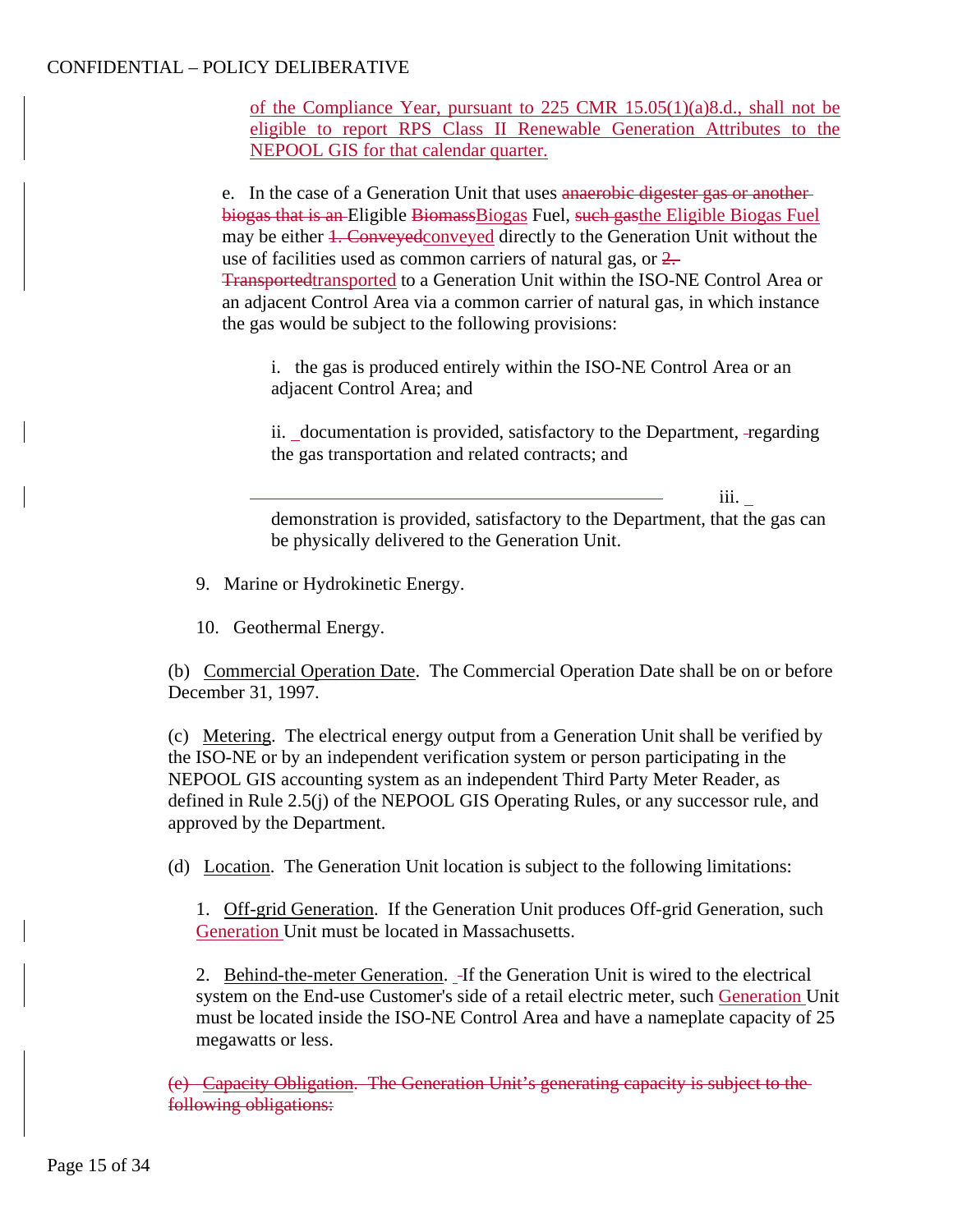of the Compliance Year, pursuant to 225 CMR 15.05(1)(a)8.d., shall not be eligible to report RPS Class II Renewable Generation Attributes to the NEPOOL GIS for that calendar quarter.

e. In the case of a Generation Unit that uses ~~anaerobic digester gas or another biogas that is an~~ Eligible ~~Biomass~~Biogas Fuel, ~~such gas~~the Eligible Biogas Fuel may be either ~~1. Conveyed~~conveyed directly to the Generation Unit without the use of facilities used as common carriers of natural gas, or ~~2. Transported~~transported to a Generation Unit within the ISO-NE Control Area or an adjacent Control Area via a common carrier of natural gas, in which instance the gas would be subject to the following provisions:

i. the gas is produced entirely within the ISO-NE Control Area or an adjacent Control Area; and

ii. documentation is provided, satisfactory to the Department, regarding the gas transportation and related contracts; and

iii. demonstration is provided, satisfactory to the Department, that the gas can be physically delivered to the Generation Unit.

9. Marine or Hydrokinetic Energy.

10. Geothermal Energy.

(b) Commercial Operation Date. The Commercial Operation Date shall be on or before December 31, 1997.

(c) Metering. The electrical energy output from a Generation Unit shall be verified by the ISO-NE or by an independent verification system or person participating in the NEPOOL GIS accounting system as an independent Third Party Meter Reader, as defined in Rule 2.5(j) of the NEPOOL GIS Operating Rules, or any successor rule, and approved by the Department.

(d) Location. The Generation Unit location is subject to the following limitations:

1. Off-grid Generation. If the Generation Unit produces Off-grid Generation, such Generation Unit must be located in Massachusetts.

2. Behind-the-meter Generation. If the Generation Unit is wired to the electrical system on the End-use Customer's side of a retail electric meter, such Generation Unit must be located inside the ISO-NE Control Area and have a nameplate capacity of 25 megawatts or less.

~~(e) Capacity Obligation. The Generation Unit's generating capacity is subject to the following obligations:~~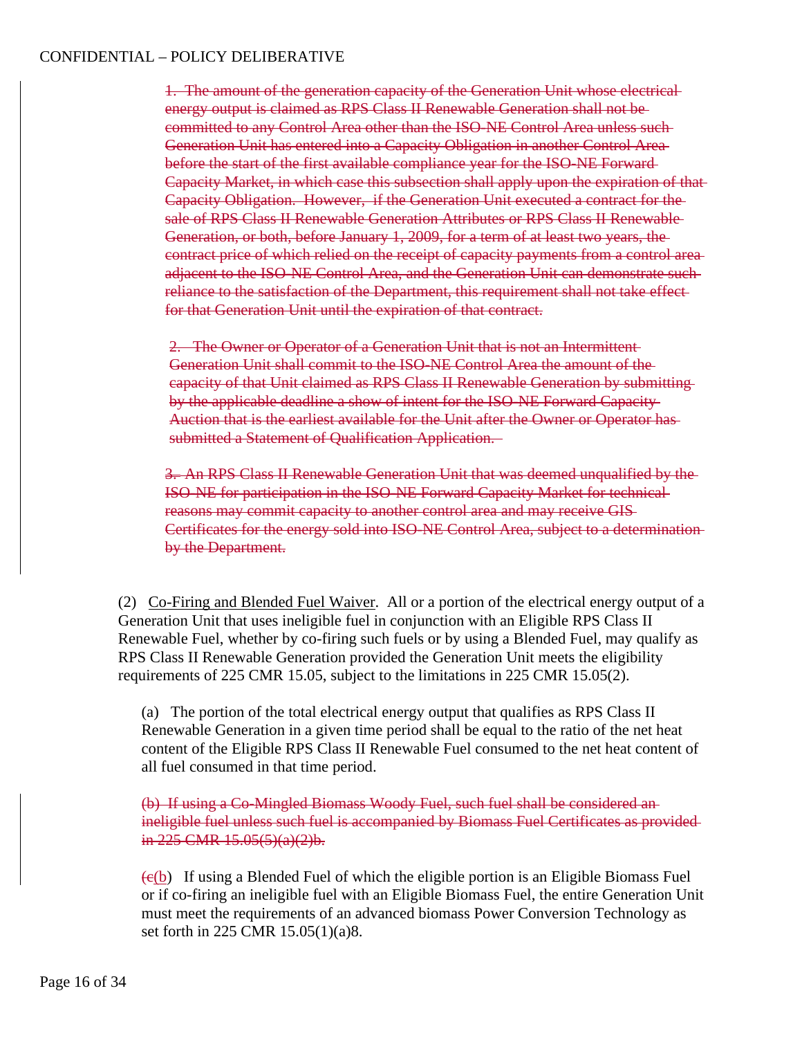~~1. The amount of the generation capacity of the Generation Unit whose electrical energy output is claimed as RPS Class II Renewable Generation shall not be committed to any Control Area other than the ISO-NE Control Area unless such Generation Unit has entered into a Capacity Obligation in another Control Area before the start of the first available compliance year for the ISO-NE Forward Capacity Market, in which case this subsection shall apply upon the expiration of that Capacity Obligation. However, if the Generation Unit executed a contract for the sale of RPS Class II Renewable Generation Attributes or RPS Class II Renewable Generation, or both, before January 1, 2009, for a term of at least two years, the contract price of which relied on the receipt of capacity payments from a control area adjacent to the ISO-NE Control Area, and the Generation Unit can demonstrate such reliance to the satisfaction of the Department, this requirement shall not take effect for that Generation Unit until the expiration of that contract.~~

~~2. The Owner or Operator of a Generation Unit that is not an Intermittent Generation Unit shall commit to the ISO-NE Control Area the amount of the capacity of that Unit claimed as RPS Class II Renewable Generation by submitting by the applicable deadline a show of intent for the ISO-NE Forward Capacity Auction that is the earliest available for the Unit after the Owner or Operator has submitted a Statement of Qualification Application.~~

~~3. An RPS Class II Renewable Generation Unit that was deemed unqualified by the ISO-NE for participation in the ISO-NE Forward Capacity Market for technical reasons may commit capacity to another control area and may receive GIS Certificates for the energy sold into ISO-NE Control Area, subject to a determination by the Department.~~

(2) Co-Firing and Blended Fuel Waiver. All or a portion of the electrical energy output of a Generation Unit that uses ineligible fuel in conjunction with an Eligible RPS Class II Renewable Fuel, whether by co-firing such fuels or by using a Blended Fuel, may qualify as RPS Class II Renewable Generation provided the Generation Unit meets the eligibility requirements of 225 CMR 15.05, subject to the limitations in 225 CMR 15.05(2).

(a) The portion of the total electrical energy output that qualifies as RPS Class II Renewable Generation in a given time period shall be equal to the ratio of the net heat content of the Eligible RPS Class II Renewable Fuel consumed to the net heat content of all fuel consumed in that time period.

~~(b) If using a Co-Mingled Biomass Woody Fuel, such fuel shall be considered an ineligible fuel unless such fuel is accompanied by Biomass Fuel Certificates as provided in 225 CMR 15.05(5)(a)(2)b.~~

(~~c~~b) If using a Blended Fuel of which the eligible portion is an Eligible Biomass Fuel or if co-firing an ineligible fuel with an Eligible Biomass Fuel, the entire Generation Unit must meet the requirements of an advanced biomass Power Conversion Technology as set forth in 225 CMR 15.05(1)(a)8.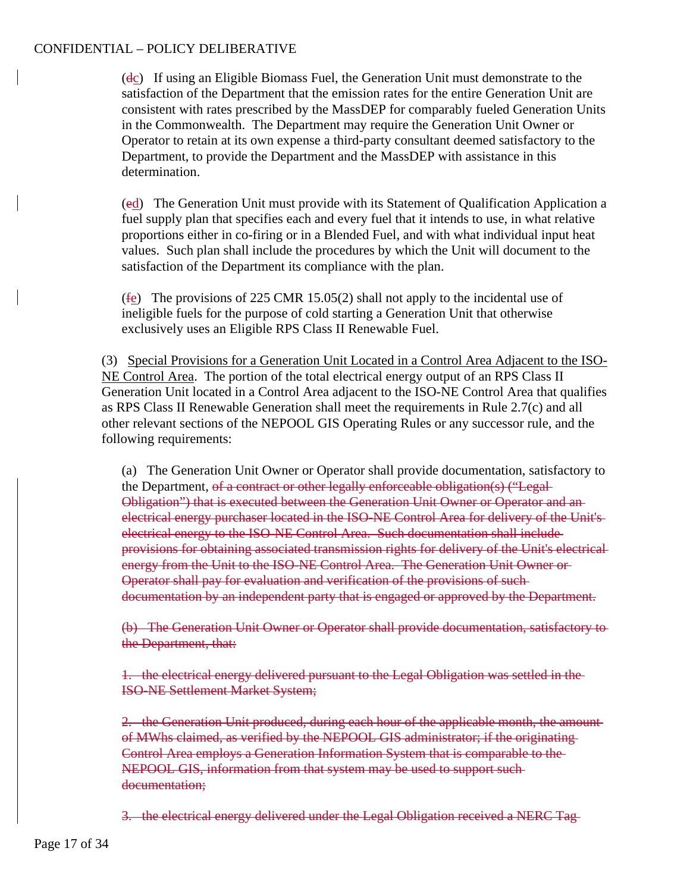(~~d~~c) If using an Eligible Biomass Fuel, the Generation Unit must demonstrate to the satisfaction of the Department that the emission rates for the entire Generation Unit are consistent with rates prescribed by the MassDEP for comparably fueled Generation Units in the Commonwealth. The Department may require the Generation Unit Owner or Operator to retain at its own expense a third-party consultant deemed satisfactory to the Department, to provide the Department and the MassDEP with assistance in this determination.

(~~e~~d) The Generation Unit must provide with its Statement of Qualification Application a fuel supply plan that specifies each and every fuel that it intends to use, in what relative proportions either in co-firing or in a Blended Fuel, and with what individual input heat values. Such plan shall include the procedures by which the Unit will document to the satisfaction of the Department its compliance with the plan.

(~~f~~e) The provisions of 225 CMR 15.05(2) shall not apply to the incidental use of ineligible fuels for the purpose of cold starting a Generation Unit that otherwise exclusively uses an Eligible RPS Class II Renewable Fuel.

(3) Special Provisions for a Generation Unit Located in a Control Area Adjacent to the ISO-NE Control Area. The portion of the total electrical energy output of an RPS Class II Generation Unit located in a Control Area adjacent to the ISO-NE Control Area that qualifies as RPS Class II Renewable Generation shall meet the requirements in Rule 2.7(c) and all other relevant sections of the NEPOOL GIS Operating Rules or any successor rule, and the following requirements:

(a) The Generation Unit Owner or Operator shall provide documentation, satisfactory to the Department, ~~of a contract or other legally enforceable obligation(s) ("Legal Obligation") that is executed between the Generation Unit Owner or Operator and an electrical energy purchaser located in the ISO-NE Control Area for delivery of the Unit's electrical energy to the ISO-NE Control Area. Such documentation shall include provisions for obtaining associated transmission rights for delivery of the Unit's electrical energy from the Unit to the ISO-NE Control Area. The Generation Unit Owner or Operator shall pay for evaluation and verification of the provisions of such documentation by an independent party that is engaged or approved by the Department.~~

~~(b) The Generation Unit Owner or Operator shall provide documentation, satisfactory to the Department, that:~~

~~1. the electrical energy delivered pursuant to the Legal Obligation was settled in the ISO-NE Settlement Market System;~~

~~2. the Generation Unit produced, during each hour of the applicable month, the amount of MWhs claimed, as verified by the NEPOOL GIS administrator; if the originating Control Area employs a Generation Information System that is comparable to the NEPOOL GIS, information from that system may be used to support such documentation;~~

~~3. the electrical energy delivered under the Legal Obligation received a NERC Tag~~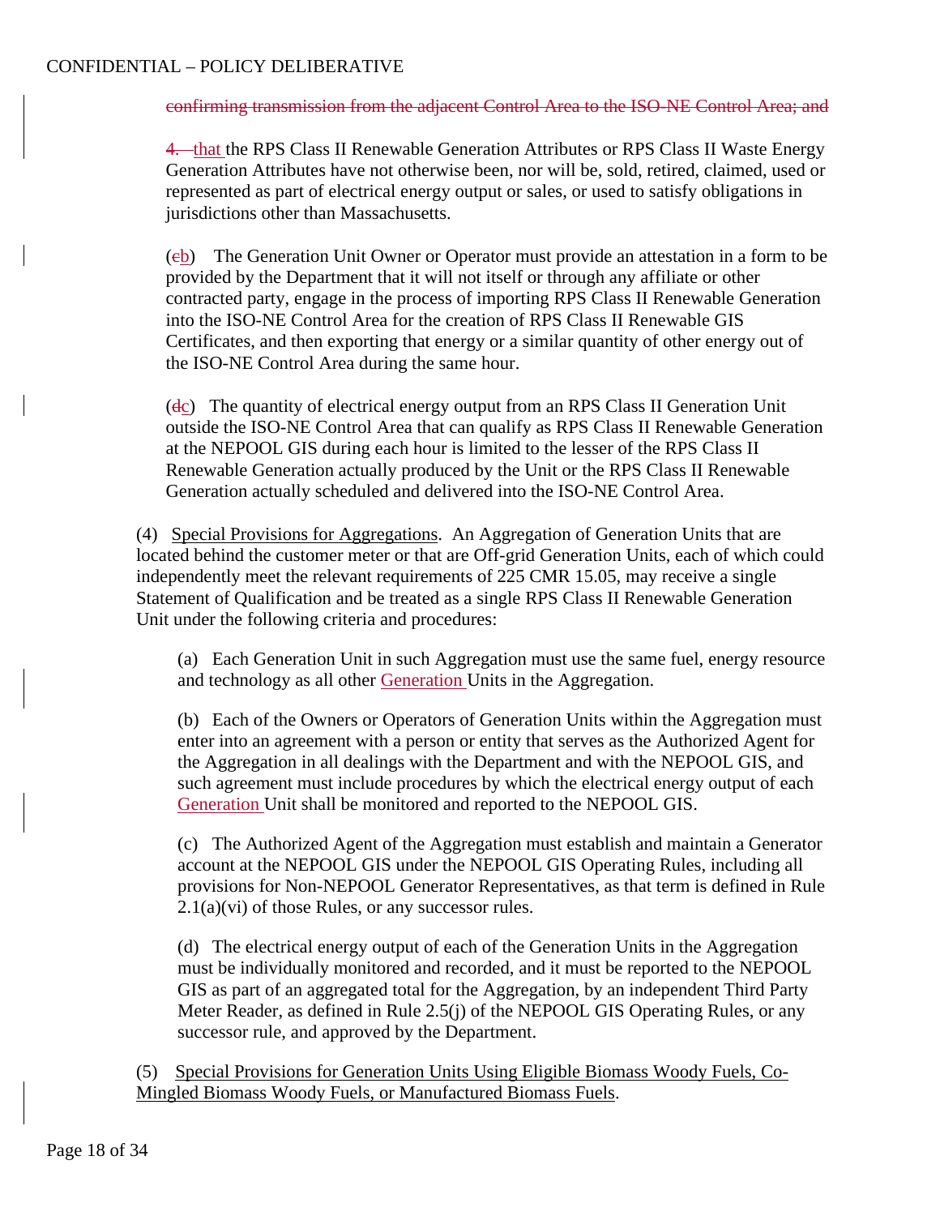~~confirming transmission from the adjacent Control Area to the ISO-NE Control Area; and~~

~~4.~~ that the RPS Class II Renewable Generation Attributes or RPS Class II Waste Energy Generation Attributes have not otherwise been, nor will be, sold, retired, claimed, used or represented as part of electrical energy output or sales, or used to satisfy obligations in jurisdictions other than Massachusetts.

(~~c~~b) The Generation Unit Owner or Operator must provide an attestation in a form to be provided by the Department that it will not itself or through any affiliate or other contracted party, engage in the process of importing RPS Class II Renewable Generation into the ISO-NE Control Area for the creation of RPS Class II Renewable GIS Certificates, and then exporting that energy or a similar quantity of other energy out of the ISO-NE Control Area during the same hour.

(~~d~~c) The quantity of electrical energy output from an RPS Class II Generation Unit outside the ISO-NE Control Area that can qualify as RPS Class II Renewable Generation at the NEPOOL GIS during each hour is limited to the lesser of the RPS Class II Renewable Generation actually produced by the Unit or the RPS Class II Renewable Generation actually scheduled and delivered into the ISO-NE Control Area.

(4) Special Provisions for Aggregations. An Aggregation of Generation Units that are located behind the customer meter or that are Off-grid Generation Units, each of which could independently meet the relevant requirements of 225 CMR 15.05, may receive a single Statement of Qualification and be treated as a single RPS Class II Renewable Generation Unit under the following criteria and procedures:

(a) Each Generation Unit in such Aggregation must use the same fuel, energy resource and technology as all other Generation Units in the Aggregation.

(b) Each of the Owners or Operators of Generation Units within the Aggregation must enter into an agreement with a person or entity that serves as the Authorized Agent for the Aggregation in all dealings with the Department and with the NEPOOL GIS, and such agreement must include procedures by which the electrical energy output of each Generation Unit shall be monitored and reported to the NEPOOL GIS.

(c) The Authorized Agent of the Aggregation must establish and maintain a Generator account at the NEPOOL GIS under the NEPOOL GIS Operating Rules, including all provisions for Non-NEPOOL Generator Representatives, as that term is defined in Rule 2.1(a)(vi) of those Rules, or any successor rules.

(d) The electrical energy output of each of the Generation Units in the Aggregation must be individually monitored and recorded, and it must be reported to the NEPOOL GIS as part of an aggregated total for the Aggregation, by an independent Third Party Meter Reader, as defined in Rule 2.5(j) of the NEPOOL GIS Operating Rules, or any successor rule, and approved by the Department.

(5) Special Provisions for Generation Units Using Eligible Biomass Woody Fuels, Co-Mingled Biomass Woody Fuels, or Manufactured Biomass Fuels.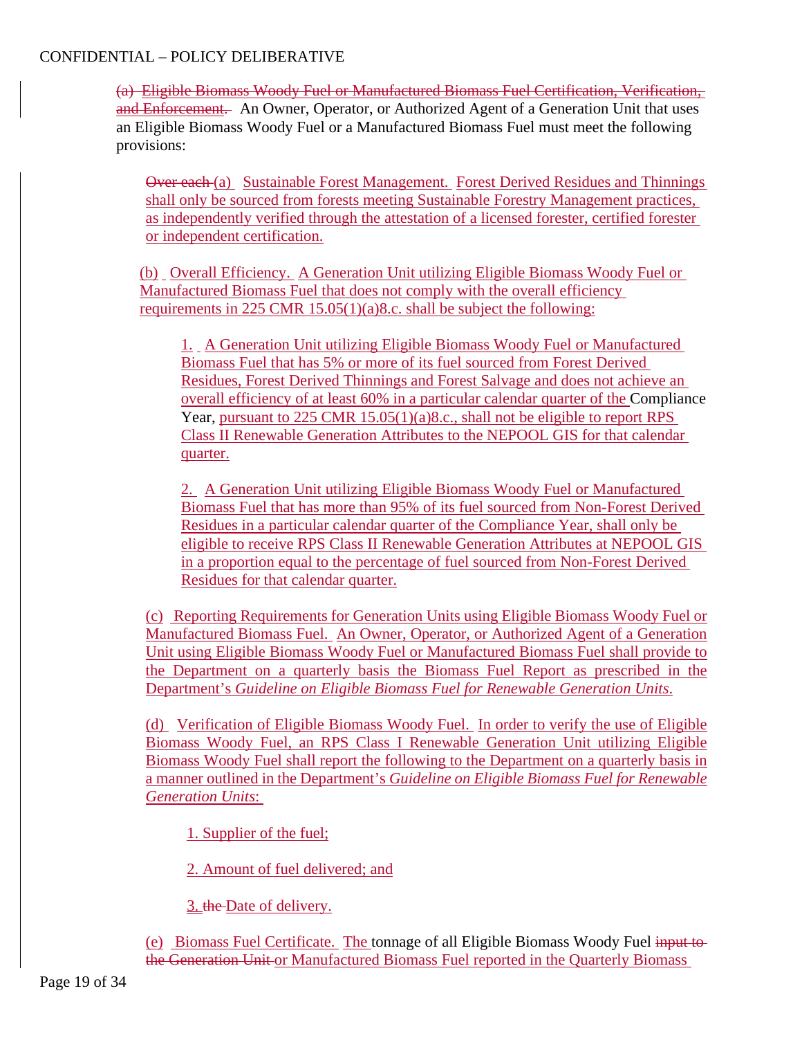~~(a) Eligible Biomass Woody Fuel or Manufactured Biomass Fuel Certification, Verification, and Enforcement.~~ An Owner, Operator, or Authorized Agent of a Generation Unit that uses an Eligible Biomass Woody Fuel or a Manufactured Biomass Fuel must meet the following provisions:

~~Over each~~ (a) Sustainable Forest Management. Forest Derived Residues and Thinnings shall only be sourced from forests meeting Sustainable Forestry Management practices, as independently verified through the attestation of a licensed forester, certified forester or independent certification.

(b) Overall Efficiency. A Generation Unit utilizing Eligible Biomass Woody Fuel or Manufactured Biomass Fuel that does not comply with the overall efficiency requirements in 225 CMR 15.05(1)(a)8.c. shall be subject the following:

1. A Generation Unit utilizing Eligible Biomass Woody Fuel or Manufactured Biomass Fuel that has 5% or more of its fuel sourced from Forest Derived Residues, Forest Derived Thinnings and Forest Salvage and does not achieve an overall efficiency of at least 60% in a particular calendar quarter of the Compliance Year, pursuant to 225 CMR 15.05(1)(a)8.c., shall not be eligible to report RPS Class II Renewable Generation Attributes to the NEPOOL GIS for that calendar quarter.

2. A Generation Unit utilizing Eligible Biomass Woody Fuel or Manufactured Biomass Fuel that has more than 95% of its fuel sourced from Non-Forest Derived Residues in a particular calendar quarter of the Compliance Year, shall only be eligible to receive RPS Class II Renewable Generation Attributes at NEPOOL GIS in a proportion equal to the percentage of fuel sourced from Non-Forest Derived Residues for that calendar quarter.

(c) Reporting Requirements for Generation Units using Eligible Biomass Woody Fuel or Manufactured Biomass Fuel. An Owner, Operator, or Authorized Agent of a Generation Unit using Eligible Biomass Woody Fuel or Manufactured Biomass Fuel shall provide to the Department on a quarterly basis the Biomass Fuel Report as prescribed in the Department's *Guideline on Eligible Biomass Fuel for Renewable Generation Units*.

(d) Verification of Eligible Biomass Woody Fuel. In order to verify the use of Eligible Biomass Woody Fuel, an RPS Class I Renewable Generation Unit utilizing Eligible Biomass Woody Fuel shall report the following to the Department on a quarterly basis in a manner outlined in the Department's *Guideline on Eligible Biomass Fuel for Renewable Generation Units*:

1. Supplier of the fuel;

2. Amount of fuel delivered; and

3. ~~the~~ Date of delivery.

(e) Biomass Fuel Certificate. The tonnage of all Eligible Biomass Woody Fuel ~~input to the Generation Unit~~ or Manufactured Biomass Fuel reported in the Quarterly Biomass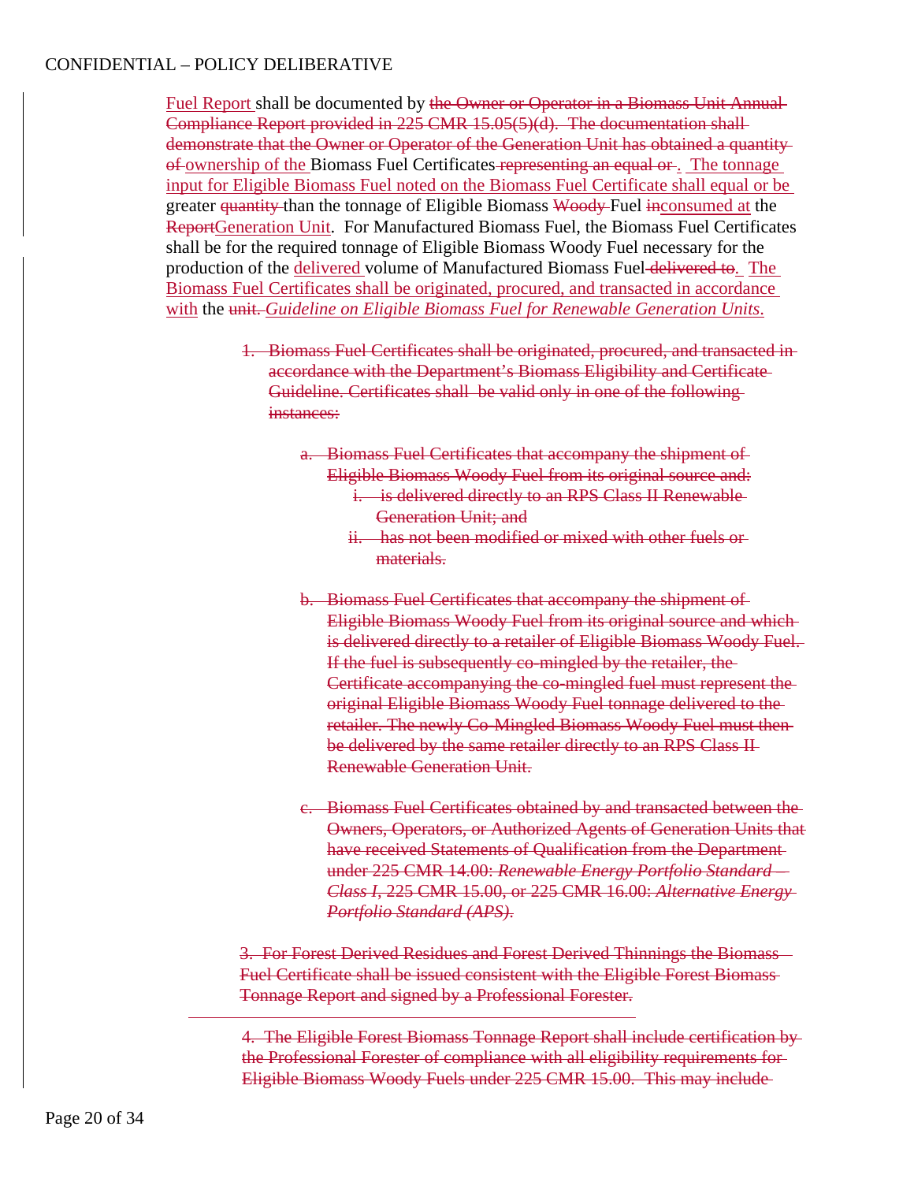Fuel Report shall be documented by ~~the Owner or Operator in a Biomass Unit Annual Compliance Report provided in 225 CMR 15.05(5)(d). The documentation shall demonstrate that the Owner or Operator of the Generation Unit has obtained a quantity of~~ ownership of the Biomass Fuel Certificates ~~representing an equal or~~. The tonnage input for Eligible Biomass Fuel noted on the Biomass Fuel Certificate shall equal or be greater ~~quantity~~ than the tonnage of Eligible Biomass ~~Woody~~ Fuel ~~in~~consumed at the ~~Report~~Generation Unit. For Manufactured Biomass Fuel, the Biomass Fuel Certificates shall be for the required tonnage of Eligible Biomass Woody Fuel necessary for the production of the delivered volume of Manufactured Biomass Fuel ~~delivered to~~. The Biomass Fuel Certificates shall be originated, procured, and transacted in accordance with the ~~unit.~~ *Guideline on Eligible Biomass Fuel for Renewable Generation Units*.

1. ~~Biomass Fuel Certificates shall be originated, procured, and transacted in accordance with the Department's Biomass Eligibility and Certificate Guideline. Certificates shall be valid only in one of the following instances:~~

    a. ~~Biomass Fuel Certificates that accompany the shipment of Eligible Biomass Woody Fuel from its original source and:~~
        i. ~~is delivered directly to an RPS Class II Renewable Generation Unit; and~~
        ii. ~~has not been modified or mixed with other fuels or materials.~~

    b. ~~Biomass Fuel Certificates that accompany the shipment of Eligible Biomass Woody Fuel from its original source and which is delivered directly to a retailer of Eligible Biomass Woody Fuel. If the fuel is subsequently co-mingled by the retailer, the Certificate accompanying the co-mingled fuel must represent the original Eligible Biomass Woody Fuel tonnage delivered to the retailer. The newly Co-Mingled Biomass Woody Fuel must then be delivered by the same retailer directly to an RPS Class II Renewable Generation Unit.~~

    c. ~~Biomass Fuel Certificates obtained by and transacted between the Owners, Operators, or Authorized Agents of Generation Units that have received Statements of Qualification from the Department under 225 CMR 14.00: *Renewable Energy Portfolio Standard – Class I*, 225 CMR 15.00, or 225 CMR 16.00: *Alternative Energy Portfolio Standard (APS)*.~~

~~3. For Forest Derived Residues and Forest Derived Thinnings the Biomass Fuel Certificate shall be issued consistent with the Eligible Forest Biomass Tonnage Report and signed by a Professional Forester.~~

~~4. The Eligible Forest Biomass Tonnage Report shall include certification by the Professional Forester of compliance with all eligibility requirements for Eligible Biomass Woody Fuels under 225 CMR 15.00. This may include~~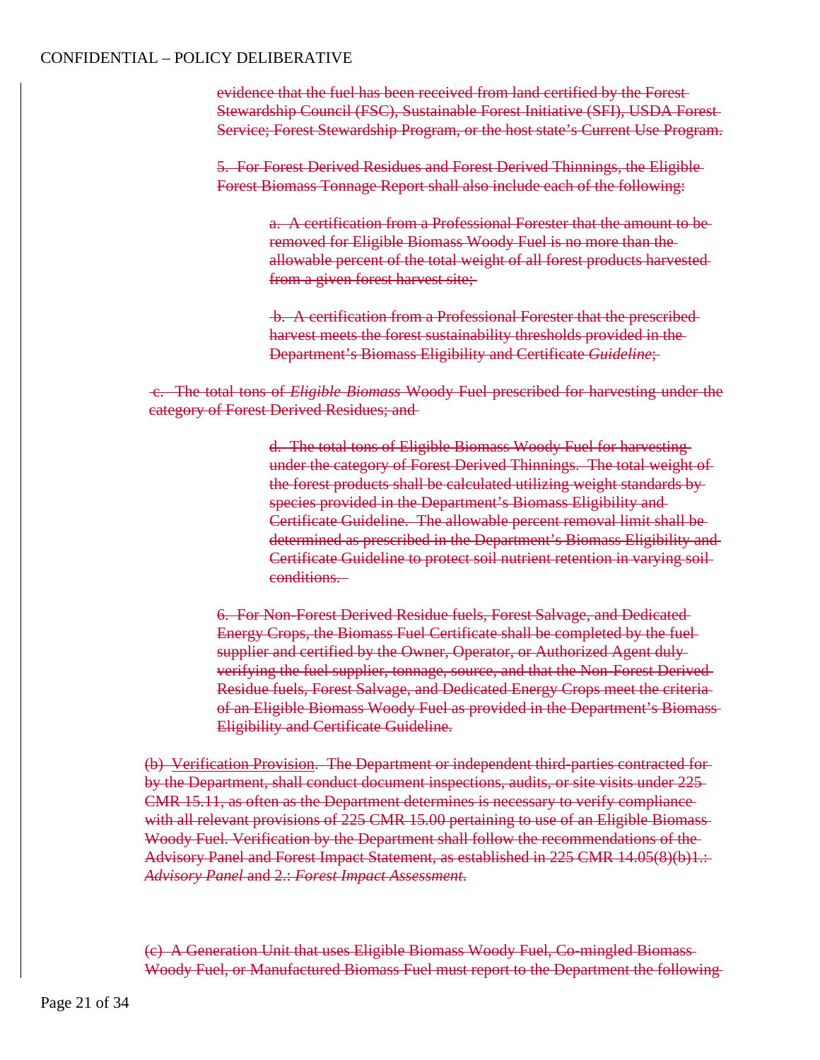evidence that the fuel has been received from land certified by the Forest Stewardship Council (FSC), Sustainable Forest Initiative (SFI), USDA Forest Service; Forest Stewardship Program, or the host state's Current Use Program.

5. For Forest Derived Residues and Forest Derived Thinnings, the Eligible Forest Biomass Tonnage Report shall also include each of the following:

a. A certification from a Professional Forester that the amount to be removed for Eligible Biomass Woody Fuel is no more than the allowable percent of the total weight of all forest products harvested from a given forest harvest site;

b. A certification from a Professional Forester that the prescribed harvest meets the forest sustainability thresholds provided in the Department's Biomass Eligibility and Certificate *Guideline*;

c. The total tons of *Eligible Biomass* Woody Fuel prescribed for harvesting under the category of Forest Derived Residues; and

d. The total tons of Eligible Biomass Woody Fuel for harvesting under the category of Forest Derived Thinnings. The total weight of the forest products shall be calculated utilizing weight standards by species provided in the Department's Biomass Eligibility and Certificate Guideline. The allowable percent removal limit shall be determined as prescribed in the Department's Biomass Eligibility and Certificate Guideline to protect soil nutrient retention in varying soil conditions.

6. For Non-Forest Derived Residue fuels, Forest Salvage, and Dedicated Energy Crops, the Biomass Fuel Certificate shall be completed by the fuel supplier and certified by the Owner, Operator, or Authorized Agent duly verifying the fuel supplier, tonnage, source, and that the Non-Forest Derived Residue fuels, Forest Salvage, and Dedicated Energy Crops meet the criteria of an Eligible Biomass Woody Fuel as provided in the Department's Biomass Eligibility and Certificate Guideline.

(b) Verification Provision. The Department or independent third-parties contracted for by the Department, shall conduct document inspections, audits, or site visits under 225 CMR 15.11, as often as the Department determines is necessary to verify compliance with all relevant provisions of 225 CMR 15.00 pertaining to use of an Eligible Biomass Woody Fuel. Verification by the Department shall follow the recommendations of the Advisory Panel and Forest Impact Statement, as established in 225 CMR 14.05(8)(b)1.: *Advisory Panel* and 2.: *Forest Impact Assessment*.

(c) A Generation Unit that uses Eligible Biomass Woody Fuel, Co-mingled Biomass Woody Fuel, or Manufactured Biomass Fuel must report to the Department the following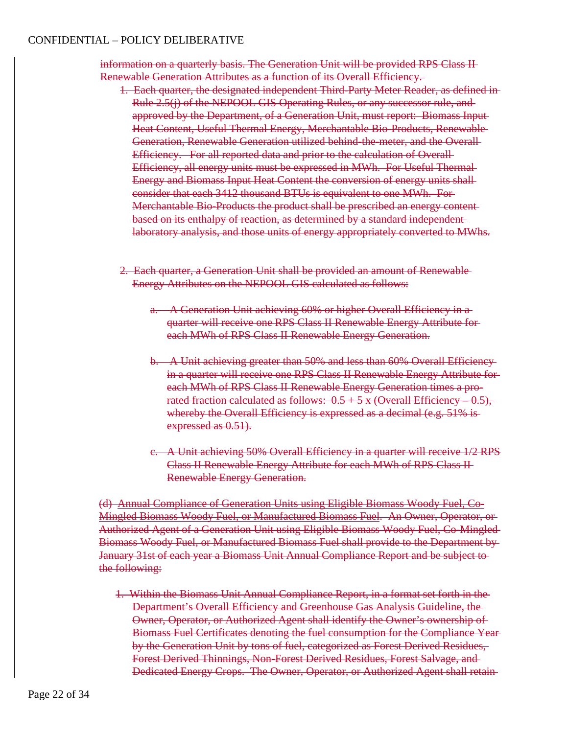~~information on a quarterly basis. The Generation Unit will be provided RPS Class II Renewable Generation Attributes as a function of its Overall Efficiency.~~

1. ~~Each quarter, the designated independent Third-Party Meter Reader, as defined in Rule 2.5(j) of the NEPOOL GIS Operating Rules, or any successor rule, and approved by the Department, of a Generation Unit, must report: Biomass Input Heat Content, Useful Thermal Energy, Merchantable Bio-Products, Renewable Generation, Renewable Generation utilized behind-the-meter, and the Overall Efficiency. For all reported data and prior to the calculation of Overall Efficiency, all energy units must be expressed in MWh. For Useful Thermal Energy and Biomass Input Heat Content the conversion of energy units shall consider that each 3412 thousand BTUs is equivalent to one MWh. For Merchantable Bio-Products the product shall be prescribed an energy content based on its enthalpy of reaction, as determined by a standard independent laboratory analysis, and those units of energy appropriately converted to MWhs.~~

2. ~~Each quarter, a Generation Unit shall be provided an amount of Renewable Energy Attributes on the NEPOOL GIS calculated as follows:~~

    a. ~~A Generation Unit achieving 60% or higher Overall Efficiency in a quarter will receive one RPS Class II Renewable Energy Attribute for each MWh of RPS Class II Renewable Energy Generation.~~

    b. ~~A Unit achieving greater than 50% and less than 60% Overall Efficiency in a quarter will receive one RPS Class II Renewable Energy Attribute for each MWh of RPS Class II Renewable Energy Generation times a pro-rated fraction calculated as follows: 0.5 + 5 x (Overall Efficiency – 0.5), whereby the Overall Efficiency is expressed as a decimal (e.g. 51% is expressed as 0.51).~~

    c. ~~A Unit achieving 50% Overall Efficiency in a quarter will receive 1/2 RPS Class II Renewable Energy Attribute for each MWh of RPS Class II Renewable Energy Generation.~~

~~(d) Annual Compliance of Generation Units using Eligible Biomass Woody Fuel, Co-Mingled Biomass Woody Fuel, or Manufactured Biomass Fuel. An Owner, Operator, or Authorized Agent of a Generation Unit using Eligible Biomass Woody Fuel, Co-Mingled Biomass Woody Fuel, or Manufactured Biomass Fuel shall provide to the Department by January 31st of each year a Biomass Unit Annual Compliance Report and be subject to the following:~~

1. ~~Within the Biomass Unit Annual Compliance Report, in a format set forth in the Department's Overall Efficiency and Greenhouse Gas Analysis Guideline, the Owner, Operator, or Authorized Agent shall identify the Owner's ownership of Biomass Fuel Certificates denoting the fuel consumption for the Compliance Year by the Generation Unit by tons of fuel, categorized as Forest Derived Residues, Forest Derived Thinnings, Non-Forest Derived Residues, Forest Salvage, and Dedicated Energy Crops. The Owner, Operator, or Authorized Agent shall retain~~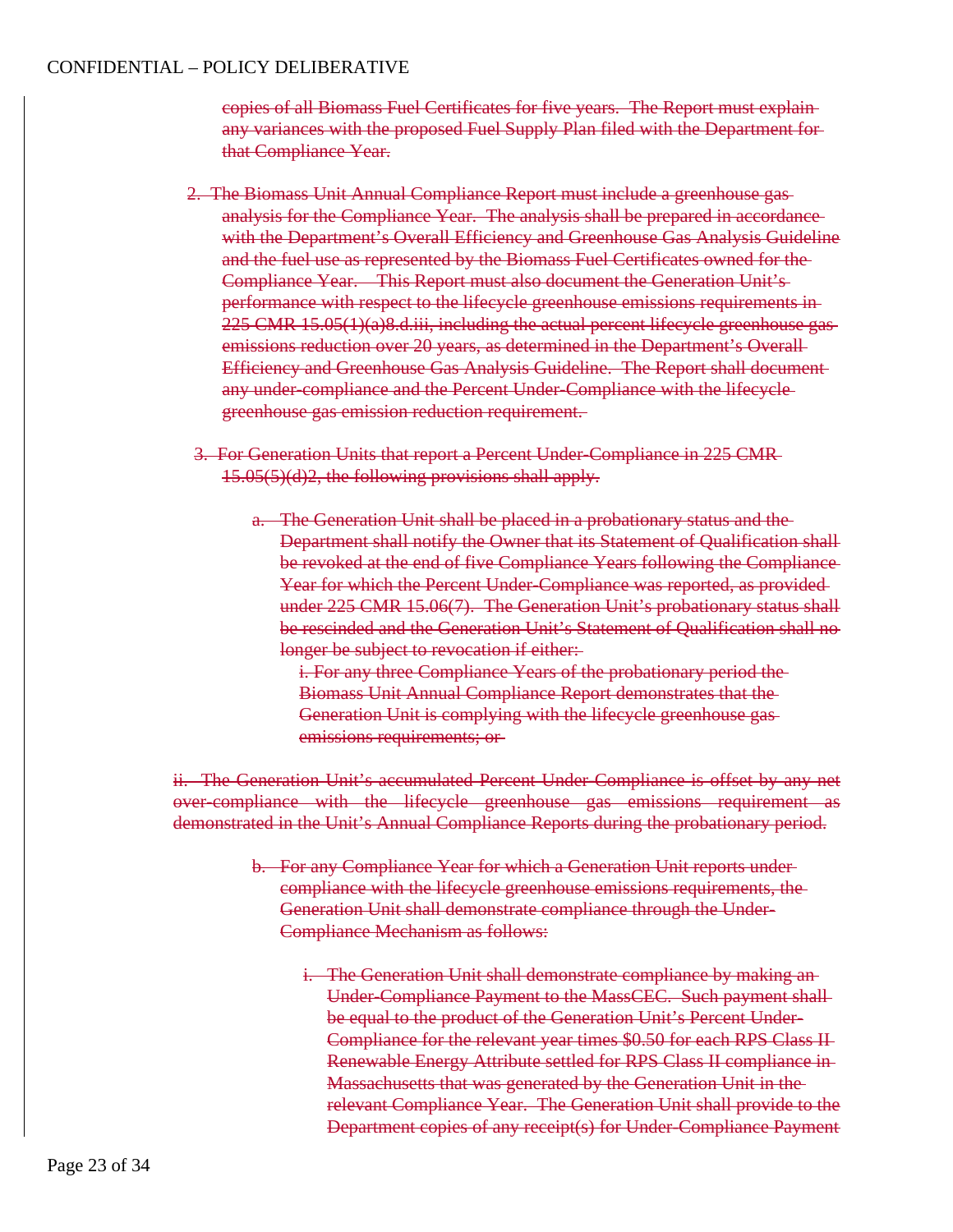~~copies of all Biomass Fuel Certificates for five years. The Report must explain any variances with the proposed Fuel Supply Plan filed with the Department for that Compliance Year.~~

~~2. The Biomass Unit Annual Compliance Report must include a greenhouse gas analysis for the Compliance Year. The analysis shall be prepared in accordance with the Department's Overall Efficiency and Greenhouse Gas Analysis Guideline and the fuel use as represented by the Biomass Fuel Certificates owned for the Compliance Year. This Report must also document the Generation Unit's performance with respect to the lifecycle greenhouse emissions requirements in 225 CMR 15.05(1)(a)8.d.iii, including the actual percent lifecycle greenhouse gas emissions reduction over 20 years, as determined in the Department's Overall Efficiency and Greenhouse Gas Analysis Guideline. The Report shall document any under-compliance and the Percent Under-Compliance with the lifecycle greenhouse gas emission reduction requirement.~~

~~3. For Generation Units that report a Percent Under-Compliance in 225 CMR 15.05(5)(d)2, the following provisions shall apply.~~

~~a. The Generation Unit shall be placed in a probationary status and the Department shall notify the Owner that its Statement of Qualification shall be revoked at the end of five Compliance Years following the Compliance Year for which the Percent Under-Compliance was reported, as provided under 225 CMR 15.06(7). The Generation Unit's probationary status shall be rescinded and the Generation Unit's Statement of Qualification shall no longer be subject to revocation if either:~~

~~i. For any three Compliance Years of the probationary period the Biomass Unit Annual Compliance Report demonstrates that the Generation Unit is complying with the lifecycle greenhouse gas emissions requirements; or~~

~~ii. The Generation Unit's accumulated Percent Under-Compliance is offset by any net over-compliance with the lifecycle greenhouse gas emissions requirement as demonstrated in the Unit's Annual Compliance Reports during the probationary period.~~

~~b. For any Compliance Year for which a Generation Unit reports under compliance with the lifecycle greenhouse emissions requirements, the Generation Unit shall demonstrate compliance through the Under-Compliance Mechanism as follows:~~

~~i. The Generation Unit shall demonstrate compliance by making an Under-Compliance Payment to the MassCEC. Such payment shall be equal to the product of the Generation Unit's Percent Under-Compliance for the relevant year times $0.50 for each RPS Class II Renewable Energy Attribute settled for RPS Class II compliance in Massachusetts that was generated by the Generation Unit in the relevant Compliance Year. The Generation Unit shall provide to the Department copies of any receipt(s) for Under-Compliance Payment~~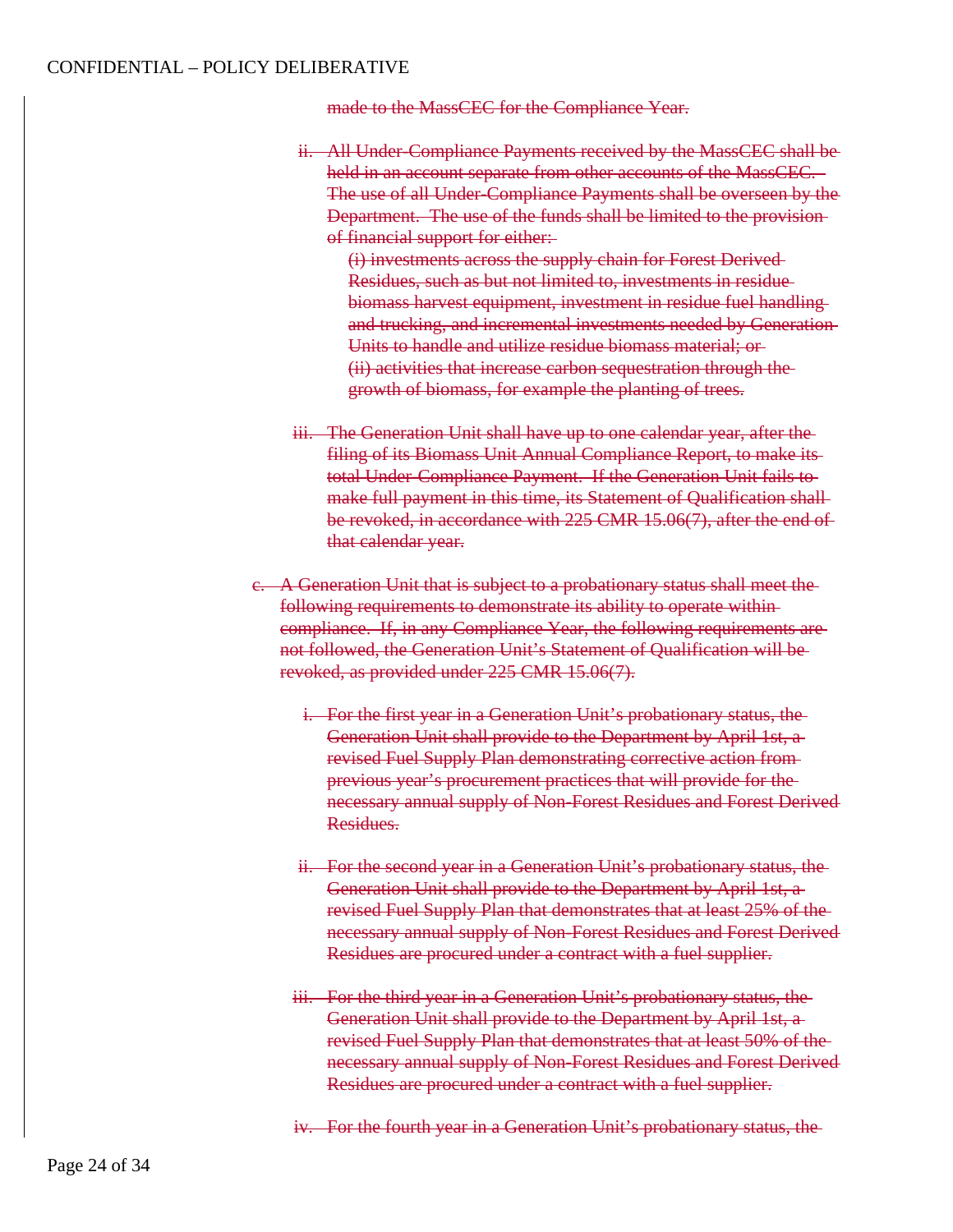~~made to the MassCEC for the Compliance Year.~~

ii. ~~All Under-Compliance Payments received by the MassCEC shall be held in an account separate from other accounts of the MassCEC. The use of all Under-Compliance Payments shall be overseen by the Department. The use of the funds shall be limited to the provision of financial support for either:~~

~~(i) investments across the supply chain for Forest Derived Residues, such as but not limited to, investments in residue biomass harvest equipment, investment in residue fuel handling and trucking, and incremental investments needed by Generation Units to handle and utilize residue biomass material; or~~

~~(ii) activities that increase carbon sequestration through the growth of biomass, for example the planting of trees.~~

iii. ~~The Generation Unit shall have up to one calendar year, after the filing of its Biomass Unit Annual Compliance Report, to make its total Under-Compliance Payment. If the Generation Unit fails to make full payment in this time, its Statement of Qualification shall be revoked, in accordance with 225 CMR 15.06(7), after the end of that calendar year.~~

c. ~~A Generation Unit that is subject to a probationary status shall meet the following requirements to demonstrate its ability to operate within compliance. If, in any Compliance Year, the following requirements are not followed, the Generation Unit's Statement of Qualification will be revoked, as provided under 225 CMR 15.06(7).~~

i. ~~For the first year in a Generation Unit's probationary status, the Generation Unit shall provide to the Department by April 1st, a revised Fuel Supply Plan demonstrating corrective action from previous year's procurement practices that will provide for the necessary annual supply of Non-Forest Residues and Forest Derived Residues.~~

ii. ~~For the second year in a Generation Unit's probationary status, the Generation Unit shall provide to the Department by April 1st, a revised Fuel Supply Plan that demonstrates that at least 25% of the necessary annual supply of Non-Forest Residues and Forest Derived Residues are procured under a contract with a fuel supplier.~~

iii. ~~For the third year in a Generation Unit's probationary status, the Generation Unit shall provide to the Department by April 1st, a revised Fuel Supply Plan that demonstrates that at least 50% of the necessary annual supply of Non-Forest Residues and Forest Derived Residues are procured under a contract with a fuel supplier.~~

iv. ~~For the fourth year in a Generation Unit's probationary status, the~~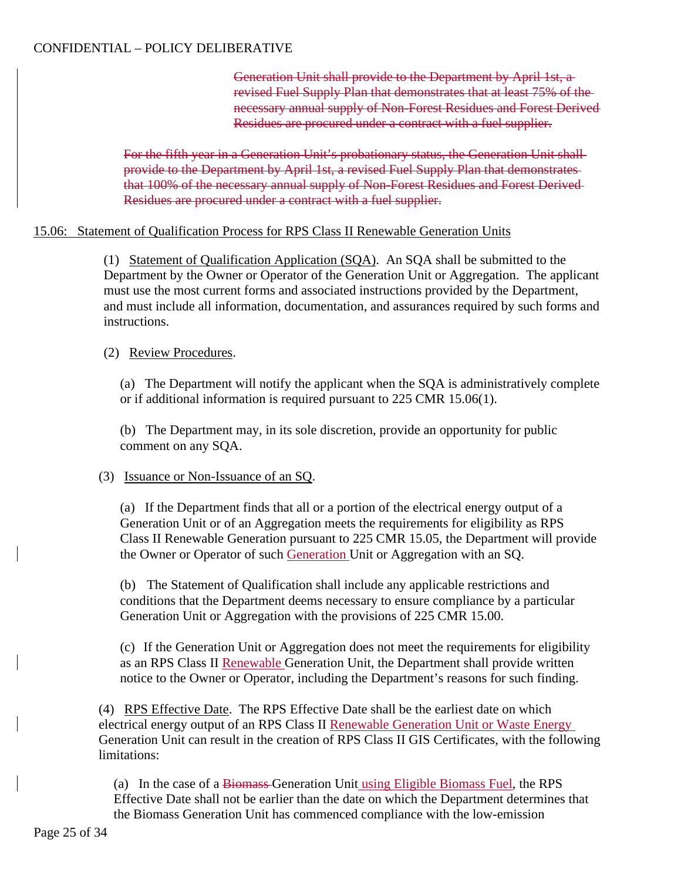CONFIDENTIAL – POLICY DELIBERATIVE

~~Generation Unit shall provide to the Department by April 1st, a revised Fuel Supply Plan that demonstrates that at least 75% of the necessary annual supply of Non-Forest Residues and Forest Derived Residues are procured under a contract with a fuel supplier.~~

~~For the fifth year in a Generation Unit's probationary status, the Generation Unit shall provide to the Department by April 1st, a revised Fuel Supply Plan that demonstrates that 100% of the necessary annual supply of Non-Forest Residues and Forest Derived Residues are procured under a contract with a fuel supplier.~~

15.06: Statement of Qualification Process for RPS Class II Renewable Generation Units

(1) Statement of Qualification Application (SQA). An SQA shall be submitted to the Department by the Owner or Operator of the Generation Unit or Aggregation. The applicant must use the most current forms and associated instructions provided by the Department, and must include all information, documentation, and assurances required by such forms and instructions.

(2) Review Procedures.

(a) The Department will notify the applicant when the SQA is administratively complete or if additional information is required pursuant to 225 CMR 15.06(1).

(b) The Department may, in its sole discretion, provide an opportunity for public comment on any SQA.

(3) Issuance or Non-Issuance of an SQ.

(a) If the Department finds that all or a portion of the electrical energy output of a Generation Unit or of an Aggregation meets the requirements for eligibility as RPS Class II Renewable Generation pursuant to 225 CMR 15.05, the Department will provide the Owner or Operator of such Generation Unit or Aggregation with an SQ.

(b) The Statement of Qualification shall include any applicable restrictions and conditions that the Department deems necessary to ensure compliance by a particular Generation Unit or Aggregation with the provisions of 225 CMR 15.00.

(c) If the Generation Unit or Aggregation does not meet the requirements for eligibility as an RPS Class II Renewable Generation Unit, the Department shall provide written notice to the Owner or Operator, including the Department's reasons for such finding.

(4) RPS Effective Date. The RPS Effective Date shall be the earliest date on which electrical energy output of an RPS Class II Renewable Generation Unit or Waste Energy Generation Unit can result in the creation of RPS Class II GIS Certificates, with the following limitations:

(a) In the case of a ~~Biomass~~ Generation Unit using Eligible Biomass Fuel, the RPS Effective Date shall not be earlier than the date on which the Department determines that the Biomass Generation Unit has commenced compliance with the low-emission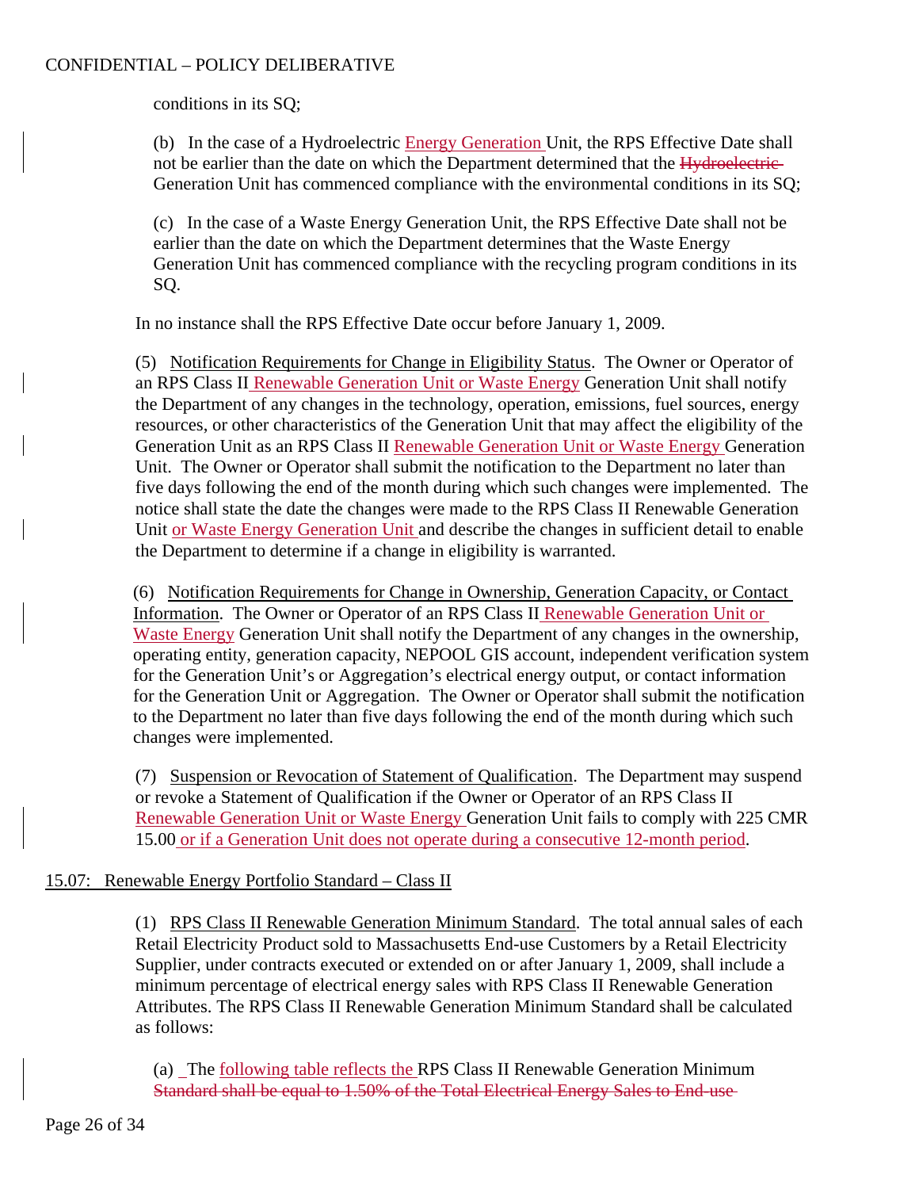conditions in its SQ;

(b) In the case of a Hydroelectric Energy Generation Unit, the RPS Effective Date shall not be earlier than the date on which the Department determined that the ~~Hydroelectric~~ Generation Unit has commenced compliance with the environmental conditions in its SQ;

(c) In the case of a Waste Energy Generation Unit, the RPS Effective Date shall not be earlier than the date on which the Department determines that the Waste Energy Generation Unit has commenced compliance with the recycling program conditions in its SQ.

In no instance shall the RPS Effective Date occur before January 1, 2009.

(5) Notification Requirements for Change in Eligibility Status. The Owner or Operator of an RPS Class II Renewable Generation Unit or Waste Energy Generation Unit shall notify the Department of any changes in the technology, operation, emissions, fuel sources, energy resources, or other characteristics of the Generation Unit that may affect the eligibility of the Generation Unit as an RPS Class II Renewable Generation Unit or Waste Energy Generation Unit. The Owner or Operator shall submit the notification to the Department no later than five days following the end of the month during which such changes were implemented. The notice shall state the date the changes were made to the RPS Class II Renewable Generation Unit or Waste Energy Generation Unit and describe the changes in sufficient detail to enable the Department to determine if a change in eligibility is warranted.

(6) Notification Requirements for Change in Ownership, Generation Capacity, or Contact Information. The Owner or Operator of an RPS Class II Renewable Generation Unit or Waste Energy Generation Unit shall notify the Department of any changes in the ownership, operating entity, generation capacity, NEPOOL GIS account, independent verification system for the Generation Unit's or Aggregation's electrical energy output, or contact information for the Generation Unit or Aggregation. The Owner or Operator shall submit the notification to the Department no later than five days following the end of the month during which such changes were implemented.

(7) Suspension or Revocation of Statement of Qualification. The Department may suspend or revoke a Statement of Qualification if the Owner or Operator of an RPS Class II Renewable Generation Unit or Waste Energy Generation Unit fails to comply with 225 CMR 15.00 or if a Generation Unit does not operate during a consecutive 12-month period.

## 15.07: Renewable Energy Portfolio Standard – Class II

(1) RPS Class II Renewable Generation Minimum Standard. The total annual sales of each Retail Electricity Product sold to Massachusetts End-use Customers by a Retail Electricity Supplier, under contracts executed or extended on or after January 1, 2009, shall include a minimum percentage of electrical energy sales with RPS Class II Renewable Generation Attributes. The RPS Class II Renewable Generation Minimum Standard shall be calculated as follows:

(a) The following table reflects the RPS Class II Renewable Generation Minimum ~~Standard shall be equal to 1.50% of the Total Electrical Energy Sales to End-use~~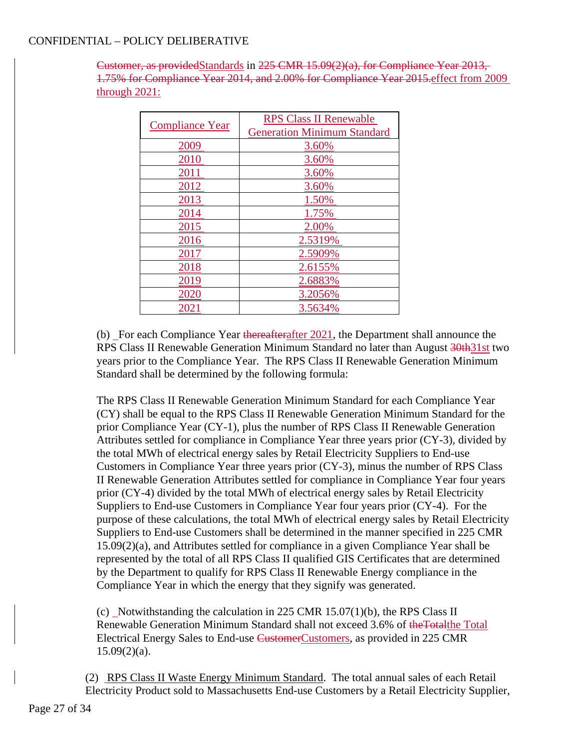Customer, as providedStandards in 225 CMR 15.09(2)(a), for Compliance Year 2013, 1.75% for Compliance Year 2014, and 2.00% for Compliance Year 2015.effect from 2009 through 2021:

| Compliance Year | RPS Class II Renewable Generation Minimum Standard |
| --- | --- |
| 2009 | 3.60% |
| 2010 | 3.60% |
| 2011 | 3.60% |
| 2012 | 3.60% |
| 2013 | 1.50% |
| 2014 | 1.75% |
| 2015 | 2.00% |
| 2016 | 2.5319% |
| 2017 | 2.5909% |
| 2018 | 2.6155% |
| 2019 | 2.6883% |
| 2020 | 3.2056% |
| 2021 | 3.5634% |

(b) For each Compliance Year thereafterafter 2021, the Department shall announce the RPS Class II Renewable Generation Minimum Standard no later than August 30th31st two years prior to the Compliance Year. The RPS Class II Renewable Generation Minimum Standard shall be determined by the following formula:

The RPS Class II Renewable Generation Minimum Standard for each Compliance Year (CY) shall be equal to the RPS Class II Renewable Generation Minimum Standard for the prior Compliance Year (CY-1), plus the number of RPS Class II Renewable Generation Attributes settled for compliance in Compliance Year three years prior (CY-3), divided by the total MWh of electrical energy sales by Retail Electricity Suppliers to End-use Customers in Compliance Year three years prior (CY-3), minus the number of RPS Class II Renewable Generation Attributes settled for compliance in Compliance Year four years prior (CY-4) divided by the total MWh of electrical energy sales by Retail Electricity Suppliers to End-use Customers in Compliance Year four years prior (CY-4). For the purpose of these calculations, the total MWh of electrical energy sales by Retail Electricity Suppliers to End-use Customers shall be determined in the manner specified in 225 CMR 15.09(2)(a), and Attributes settled for compliance in a given Compliance Year shall be represented by the total of all RPS Class II qualified GIS Certificates that are determined by the Department to qualify for RPS Class II Renewable Energy compliance in the Compliance Year in which the energy that they signify was generated.

(c) Notwithstanding the calculation in 225 CMR 15.07(1)(b), the RPS Class II Renewable Generation Minimum Standard shall not exceed 3.6% of theTotalthe Total Electrical Energy Sales to End-use CustomerCustomers, as provided in 225 CMR 15.09(2)(a).

(2) RPS Class II Waste Energy Minimum Standard. The total annual sales of each Retail Electricity Product sold to Massachusetts End-use Customers by a Retail Electricity Supplier,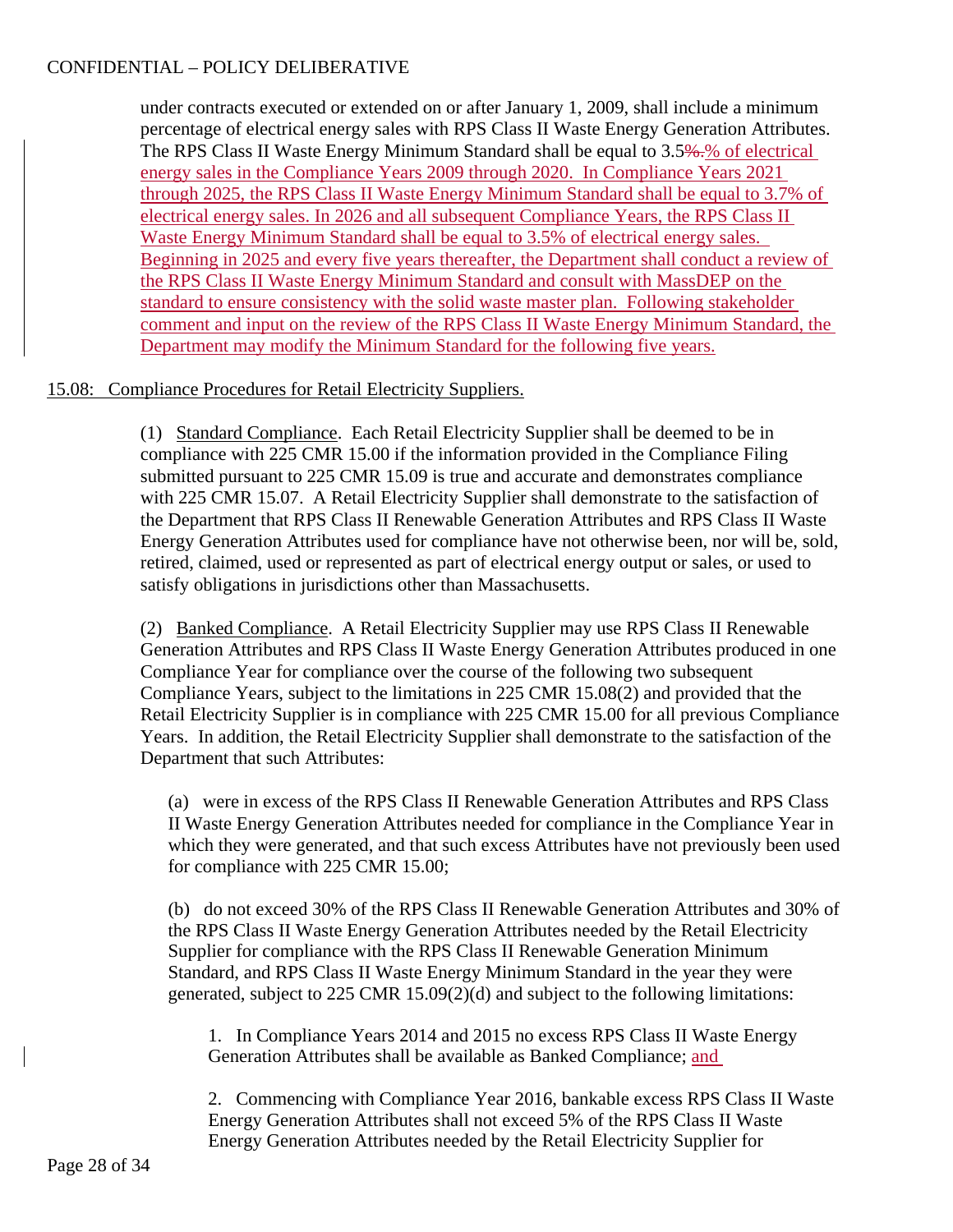under contracts executed or extended on or after January 1, 2009, shall include a minimum percentage of electrical energy sales with RPS Class II Waste Energy Generation Attributes. The RPS Class II Waste Energy Minimum Standard shall be equal to 3.5~~%.~~% of electrical energy sales in the Compliance Years 2009 through 2020. In Compliance Years 2021 through 2025, the RPS Class II Waste Energy Minimum Standard shall be equal to 3.7% of electrical energy sales. In 2026 and all subsequent Compliance Years, the RPS Class II Waste Energy Minimum Standard shall be equal to 3.5% of electrical energy sales. Beginning in 2025 and every five years thereafter, the Department shall conduct a review of the RPS Class II Waste Energy Minimum Standard and consult with MassDEP on the standard to ensure consistency with the solid waste master plan. Following stakeholder comment and input on the review of the RPS Class II Waste Energy Minimum Standard, the Department may modify the Minimum Standard for the following five years.

## 15.08: Compliance Procedures for Retail Electricity Suppliers.

(1) Standard Compliance. Each Retail Electricity Supplier shall be deemed to be in compliance with 225 CMR 15.00 if the information provided in the Compliance Filing submitted pursuant to 225 CMR 15.09 is true and accurate and demonstrates compliance with 225 CMR 15.07. A Retail Electricity Supplier shall demonstrate to the satisfaction of the Department that RPS Class II Renewable Generation Attributes and RPS Class II Waste Energy Generation Attributes used for compliance have not otherwise been, nor will be, sold, retired, claimed, used or represented as part of electrical energy output or sales, or used to satisfy obligations in jurisdictions other than Massachusetts.

(2) Banked Compliance. A Retail Electricity Supplier may use RPS Class II Renewable Generation Attributes and RPS Class II Waste Energy Generation Attributes produced in one Compliance Year for compliance over the course of the following two subsequent Compliance Years, subject to the limitations in 225 CMR 15.08(2) and provided that the Retail Electricity Supplier is in compliance with 225 CMR 15.00 for all previous Compliance Years. In addition, the Retail Electricity Supplier shall demonstrate to the satisfaction of the Department that such Attributes:

(a) were in excess of the RPS Class II Renewable Generation Attributes and RPS Class II Waste Energy Generation Attributes needed for compliance in the Compliance Year in which they were generated, and that such excess Attributes have not previously been used for compliance with 225 CMR 15.00;

(b) do not exceed 30% of the RPS Class II Renewable Generation Attributes and 30% of the RPS Class II Waste Energy Generation Attributes needed by the Retail Electricity Supplier for compliance with the RPS Class II Renewable Generation Minimum Standard, and RPS Class II Waste Energy Minimum Standard in the year they were generated, subject to 225 CMR 15.09(2)(d) and subject to the following limitations:

1. In Compliance Years 2014 and 2015 no excess RPS Class II Waste Energy Generation Attributes shall be available as Banked Compliance; and

2. Commencing with Compliance Year 2016, bankable excess RPS Class II Waste Energy Generation Attributes shall not exceed 5% of the RPS Class II Waste Energy Generation Attributes needed by the Retail Electricity Supplier for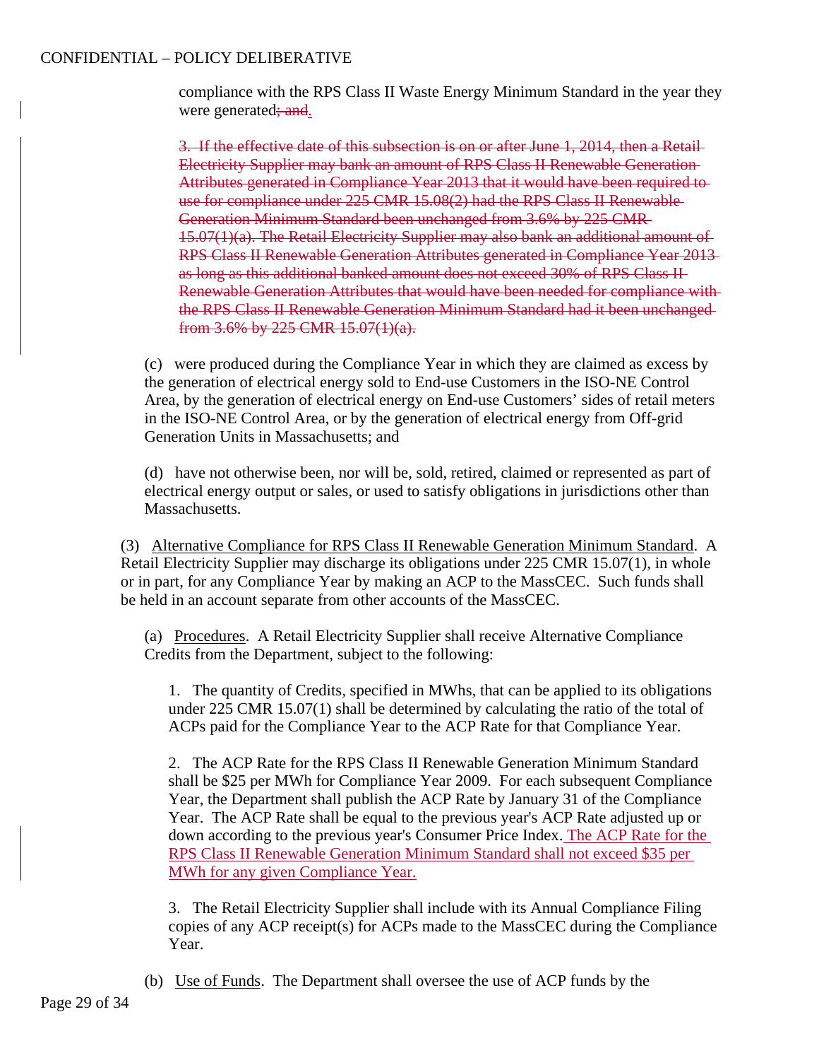compliance with the RPS Class II Waste Energy Minimum Standard in the year they were generated~~; and~~.

~~3. If the effective date of this subsection is on or after June 1, 2014, then a Retail Electricity Supplier may bank an amount of RPS Class II Renewable Generation Attributes generated in Compliance Year 2013 that it would have been required to use for compliance under 225 CMR 15.08(2) had the RPS Class II Renewable Generation Minimum Standard been unchanged from 3.6% by 225 CMR 15.07(1)(a). The Retail Electricity Supplier may also bank an additional amount of RPS Class II Renewable Generation Attributes generated in Compliance Year 2013 as long as this additional banked amount does not exceed 30% of RPS Class II Renewable Generation Attributes that would have been needed for compliance with the RPS Class II Renewable Generation Minimum Standard had it been unchanged from 3.6% by 225 CMR 15.07(1)(a).~~

(c) were produced during the Compliance Year in which they are claimed as excess by the generation of electrical energy sold to End-use Customers in the ISO-NE Control Area, by the generation of electrical energy on End-use Customers' sides of retail meters in the ISO-NE Control Area, or by the generation of electrical energy from Off-grid Generation Units in Massachusetts; and

(d) have not otherwise been, nor will be, sold, retired, claimed or represented as part of electrical energy output or sales, or used to satisfy obligations in jurisdictions other than Massachusetts.

(3) Alternative Compliance for RPS Class II Renewable Generation Minimum Standard. A Retail Electricity Supplier may discharge its obligations under 225 CMR 15.07(1), in whole or in part, for any Compliance Year by making an ACP to the MassCEC. Such funds shall be held in an account separate from other accounts of the MassCEC.

(a) Procedures. A Retail Electricity Supplier shall receive Alternative Compliance Credits from the Department, subject to the following:

1. The quantity of Credits, specified in MWhs, that can be applied to its obligations under 225 CMR 15.07(1) shall be determined by calculating the ratio of the total of ACPs paid for the Compliance Year to the ACP Rate for that Compliance Year.

2. The ACP Rate for the RPS Class II Renewable Generation Minimum Standard shall be $25 per MWh for Compliance Year 2009. For each subsequent Compliance Year, the Department shall publish the ACP Rate by January 31 of the Compliance Year. The ACP Rate shall be equal to the previous year's ACP Rate adjusted up or down according to the previous year's Consumer Price Index. The ACP Rate for the RPS Class II Renewable Generation Minimum Standard shall not exceed $35 per MWh for any given Compliance Year.

3. The Retail Electricity Supplier shall include with its Annual Compliance Filing copies of any ACP receipt(s) for ACPs made to the MassCEC during the Compliance Year.

(b) Use of Funds. The Department shall oversee the use of ACP funds by the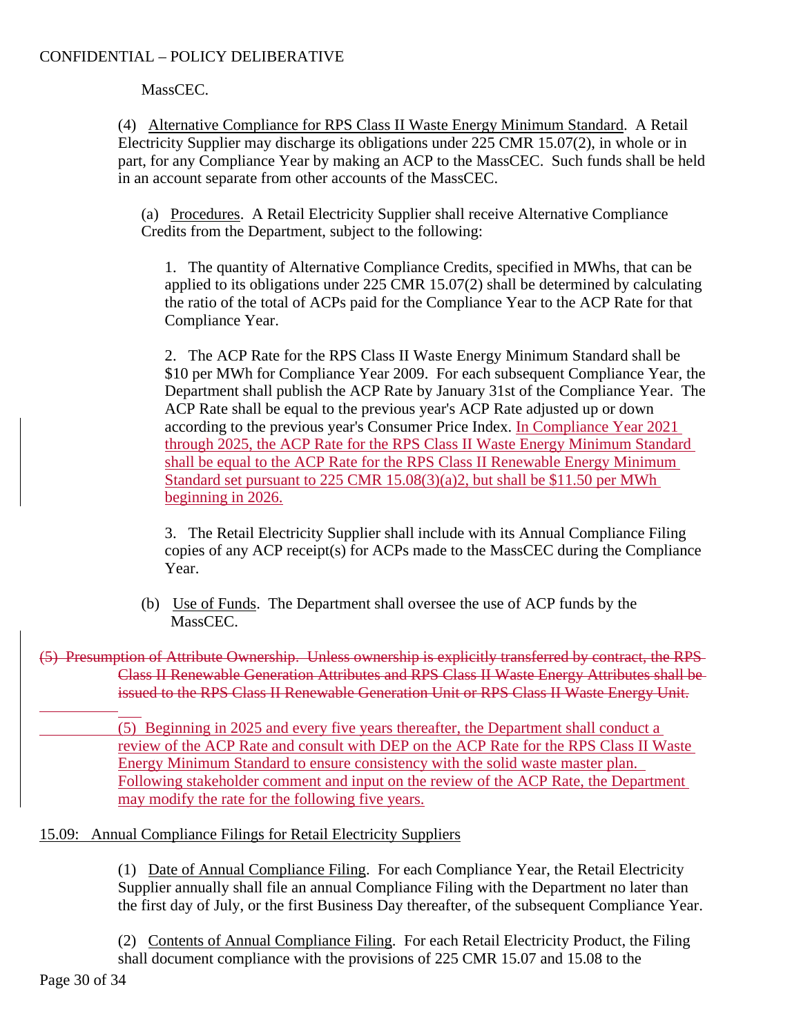MassCEC.

(4) Alternative Compliance for RPS Class II Waste Energy Minimum Standard. A Retail Electricity Supplier may discharge its obligations under 225 CMR 15.07(2), in whole or in part, for any Compliance Year by making an ACP to the MassCEC. Such funds shall be held in an account separate from other accounts of the MassCEC.

(a) Procedures. A Retail Electricity Supplier shall receive Alternative Compliance Credits from the Department, subject to the following:

1. The quantity of Alternative Compliance Credits, specified in MWhs, that can be applied to its obligations under 225 CMR 15.07(2) shall be determined by calculating the ratio of the total of ACPs paid for the Compliance Year to the ACP Rate for that Compliance Year.

2. The ACP Rate for the RPS Class II Waste Energy Minimum Standard shall be \$10 per MWh for Compliance Year 2009. For each subsequent Compliance Year, the Department shall publish the ACP Rate by January 31st of the Compliance Year. The ACP Rate shall be equal to the previous year's ACP Rate adjusted up or down according to the previous year's Consumer Price Index. In Compliance Year 2021 through 2025, the ACP Rate for the RPS Class II Waste Energy Minimum Standard shall be equal to the ACP Rate for the RPS Class II Renewable Energy Minimum Standard set pursuant to 225 CMR 15.08(3)(a)2, but shall be \$11.50 per MWh beginning in 2026.

3. The Retail Electricity Supplier shall include with its Annual Compliance Filing copies of any ACP receipt(s) for ACPs made to the MassCEC during the Compliance Year.

(b) Use of Funds. The Department shall oversee the use of ACP funds by the MassCEC.

~~(5) Presumption of Attribute Ownership. Unless ownership is explicitly transferred by contract, the RPS Class II Renewable Generation Attributes and RPS Class II Waste Energy Attributes shall be issued to the RPS Class II Renewable Generation Unit or RPS Class II Waste Energy Unit.~~

(5) Beginning in 2025 and every five years thereafter, the Department shall conduct a review of the ACP Rate and consult with DEP on the ACP Rate for the RPS Class II Waste Energy Minimum Standard to ensure consistency with the solid waste master plan. Following stakeholder comment and input on the review of the ACP Rate, the Department may modify the rate for the following five years.

## 15.09: Annual Compliance Filings for Retail Electricity Suppliers

(1) Date of Annual Compliance Filing. For each Compliance Year, the Retail Electricity Supplier annually shall file an annual Compliance Filing with the Department no later than the first day of July, or the first Business Day thereafter, of the subsequent Compliance Year.

(2) Contents of Annual Compliance Filing. For each Retail Electricity Product, the Filing shall document compliance with the provisions of 225 CMR 15.07 and 15.08 to the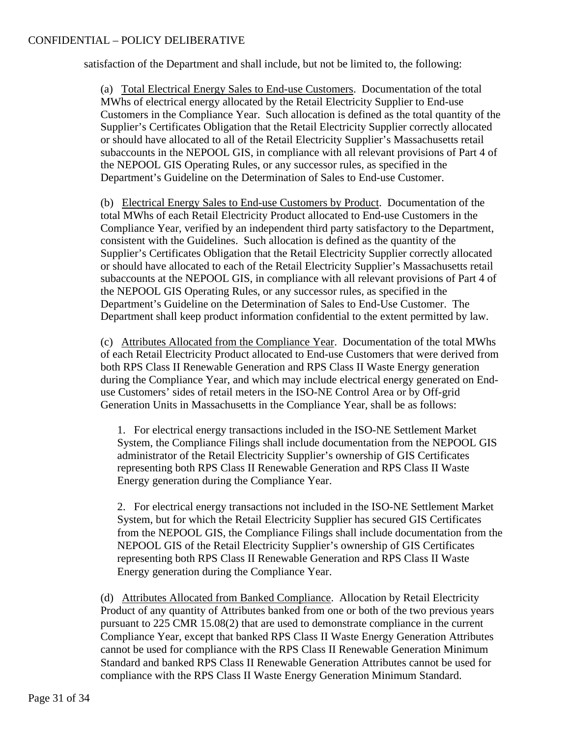satisfaction of the Department and shall include, but not be limited to, the following:

(a) Total Electrical Energy Sales to End-use Customers. Documentation of the total MWhs of electrical energy allocated by the Retail Electricity Supplier to End-use Customers in the Compliance Year. Such allocation is defined as the total quantity of the Supplier's Certificates Obligation that the Retail Electricity Supplier correctly allocated or should have allocated to all of the Retail Electricity Supplier's Massachusetts retail subaccounts in the NEPOOL GIS, in compliance with all relevant provisions of Part 4 of the NEPOOL GIS Operating Rules, or any successor rules, as specified in the Department's Guideline on the Determination of Sales to End-use Customer.

(b) Electrical Energy Sales to End-use Customers by Product. Documentation of the total MWhs of each Retail Electricity Product allocated to End-use Customers in the Compliance Year, verified by an independent third party satisfactory to the Department, consistent with the Guidelines. Such allocation is defined as the quantity of the Supplier's Certificates Obligation that the Retail Electricity Supplier correctly allocated or should have allocated to each of the Retail Electricity Supplier's Massachusetts retail subaccounts at the NEPOOL GIS, in compliance with all relevant provisions of Part 4 of the NEPOOL GIS Operating Rules, or any successor rules, as specified in the Department's Guideline on the Determination of Sales to End-Use Customer. The Department shall keep product information confidential to the extent permitted by law.

(c) Attributes Allocated from the Compliance Year. Documentation of the total MWhs of each Retail Electricity Product allocated to End-use Customers that were derived from both RPS Class II Renewable Generation and RPS Class II Waste Energy generation during the Compliance Year, and which may include electrical energy generated on End-use Customers' sides of retail meters in the ISO-NE Control Area or by Off-grid Generation Units in Massachusetts in the Compliance Year, shall be as follows:

1. For electrical energy transactions included in the ISO-NE Settlement Market System, the Compliance Filings shall include documentation from the NEPOOL GIS administrator of the Retail Electricity Supplier's ownership of GIS Certificates representing both RPS Class II Renewable Generation and RPS Class II Waste Energy generation during the Compliance Year.

2. For electrical energy transactions not included in the ISO-NE Settlement Market System, but for which the Retail Electricity Supplier has secured GIS Certificates from the NEPOOL GIS, the Compliance Filings shall include documentation from the NEPOOL GIS of the Retail Electricity Supplier's ownership of GIS Certificates representing both RPS Class II Renewable Generation and RPS Class II Waste Energy generation during the Compliance Year.

(d) Attributes Allocated from Banked Compliance. Allocation by Retail Electricity Product of any quantity of Attributes banked from one or both of the two previous years pursuant to 225 CMR 15.08(2) that are used to demonstrate compliance in the current Compliance Year, except that banked RPS Class II Waste Energy Generation Attributes cannot be used for compliance with the RPS Class II Renewable Generation Minimum Standard and banked RPS Class II Renewable Generation Attributes cannot be used for compliance with the RPS Class II Waste Energy Generation Minimum Standard.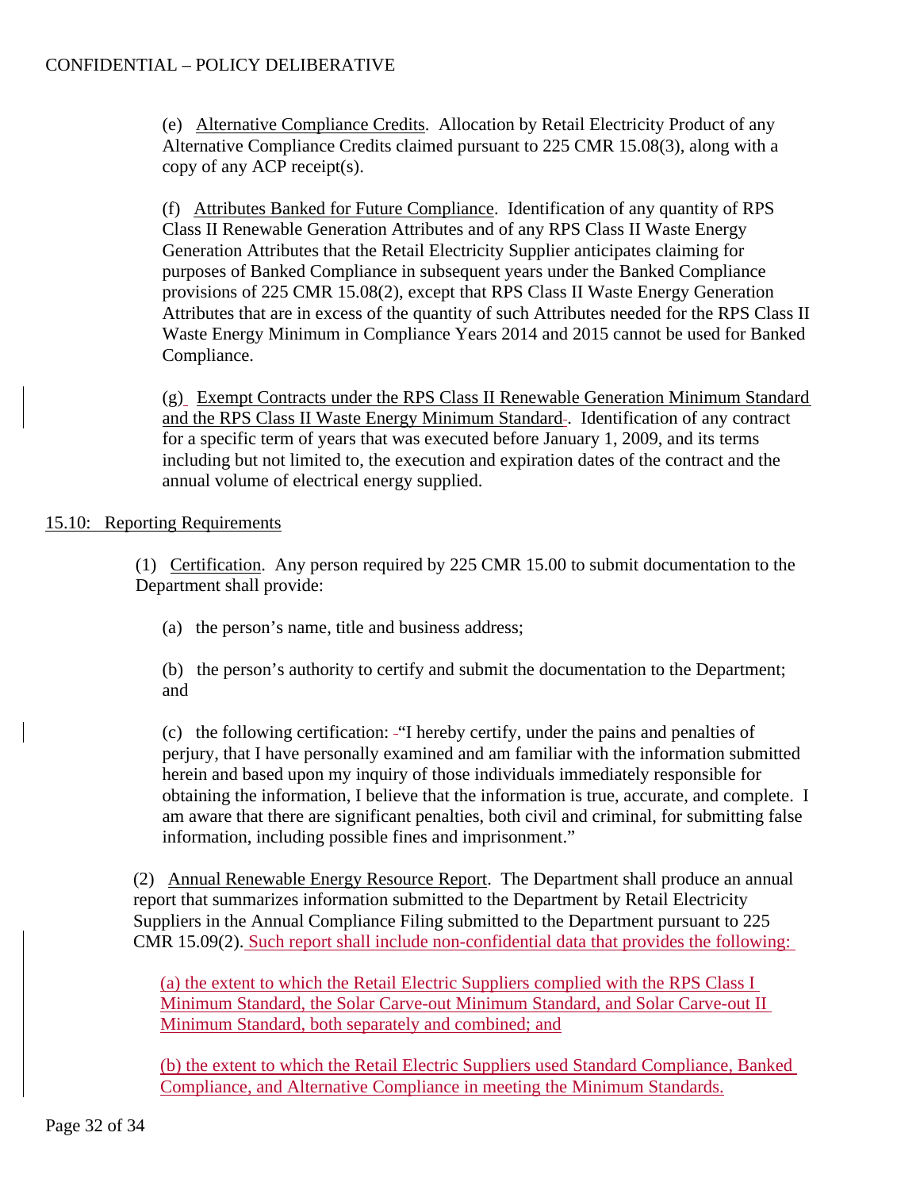(e) Alternative Compliance Credits. Allocation by Retail Electricity Product of any Alternative Compliance Credits claimed pursuant to 225 CMR 15.08(3), along with a copy of any ACP receipt(s).

(f) Attributes Banked for Future Compliance. Identification of any quantity of RPS Class II Renewable Generation Attributes and of any RPS Class II Waste Energy Generation Attributes that the Retail Electricity Supplier anticipates claiming for purposes of Banked Compliance in subsequent years under the Banked Compliance provisions of 225 CMR 15.08(2), except that RPS Class II Waste Energy Generation Attributes that are in excess of the quantity of such Attributes needed for the RPS Class II Waste Energy Minimum in Compliance Years 2014 and 2015 cannot be used for Banked Compliance.

(g) Exempt Contracts under the RPS Class II Renewable Generation Minimum Standard and the RPS Class II Waste Energy Minimum Standard. Identification of any contract for a specific term of years that was executed before January 1, 2009, and its terms including but not limited to, the execution and expiration dates of the contract and the annual volume of electrical energy supplied.

## 15.10: Reporting Requirements

(1) Certification. Any person required by 225 CMR 15.00 to submit documentation to the Department shall provide:

(a) the person's name, title and business address;

(b) the person's authority to certify and submit the documentation to the Department; and

(c) the following certification: "I hereby certify, under the pains and penalties of perjury, that I have personally examined and am familiar with the information submitted herein and based upon my inquiry of those individuals immediately responsible for obtaining the information, I believe that the information is true, accurate, and complete. I am aware that there are significant penalties, both civil and criminal, for submitting false information, including possible fines and imprisonment."

(2) Annual Renewable Energy Resource Report. The Department shall produce an annual report that summarizes information submitted to the Department by Retail Electricity Suppliers in the Annual Compliance Filing submitted to the Department pursuant to 225 CMR 15.09(2). Such report shall include non-confidential data that provides the following:

(a) the extent to which the Retail Electric Suppliers complied with the RPS Class I Minimum Standard, the Solar Carve-out Minimum Standard, and Solar Carve-out II Minimum Standard, both separately and combined; and

(b) the extent to which the Retail Electric Suppliers used Standard Compliance, Banked Compliance, and Alternative Compliance in meeting the Minimum Standards.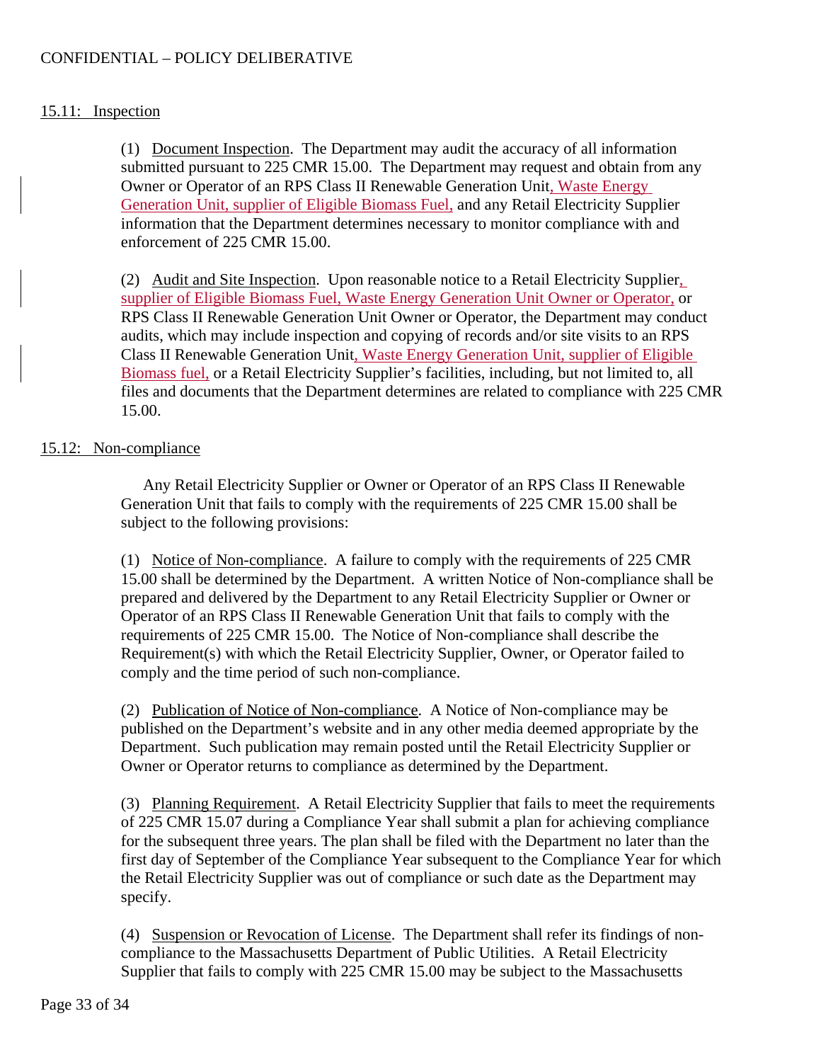## 15.11: Inspection

(1) Document Inspection. The Department may audit the accuracy of all information submitted pursuant to 225 CMR 15.00. The Department may request and obtain from any Owner or Operator of an RPS Class II Renewable Generation Unit, Waste Energy Generation Unit, supplier of Eligible Biomass Fuel, and any Retail Electricity Supplier information that the Department determines necessary to monitor compliance with and enforcement of 225 CMR 15.00.

(2) Audit and Site Inspection. Upon reasonable notice to a Retail Electricity Supplier, supplier of Eligible Biomass Fuel, Waste Energy Generation Unit Owner or Operator, or RPS Class II Renewable Generation Unit Owner or Operator, the Department may conduct audits, which may include inspection and copying of records and/or site visits to an RPS Class II Renewable Generation Unit, Waste Energy Generation Unit, supplier of Eligible Biomass fuel, or a Retail Electricity Supplier's facilities, including, but not limited to, all files and documents that the Department determines are related to compliance with 225 CMR 15.00.

## 15.12: Non-compliance

Any Retail Electricity Supplier or Owner or Operator of an RPS Class II Renewable Generation Unit that fails to comply with the requirements of 225 CMR 15.00 shall be subject to the following provisions:

(1) Notice of Non-compliance. A failure to comply with the requirements of 225 CMR 15.00 shall be determined by the Department. A written Notice of Non-compliance shall be prepared and delivered by the Department to any Retail Electricity Supplier or Owner or Operator of an RPS Class II Renewable Generation Unit that fails to comply with the requirements of 225 CMR 15.00. The Notice of Non-compliance shall describe the Requirement(s) with which the Retail Electricity Supplier, Owner, or Operator failed to comply and the time period of such non-compliance.

(2) Publication of Notice of Non-compliance. A Notice of Non-compliance may be published on the Department's website and in any other media deemed appropriate by the Department. Such publication may remain posted until the Retail Electricity Supplier or Owner or Operator returns to compliance as determined by the Department.

(3) Planning Requirement. A Retail Electricity Supplier that fails to meet the requirements of 225 CMR 15.07 during a Compliance Year shall submit a plan for achieving compliance for the subsequent three years. The plan shall be filed with the Department no later than the first day of September of the Compliance Year subsequent to the Compliance Year for which the Retail Electricity Supplier was out of compliance or such date as the Department may specify.

(4) Suspension or Revocation of License. The Department shall refer its findings of non-compliance to the Massachusetts Department of Public Utilities. A Retail Electricity Supplier that fails to comply with 225 CMR 15.00 may be subject to the Massachusetts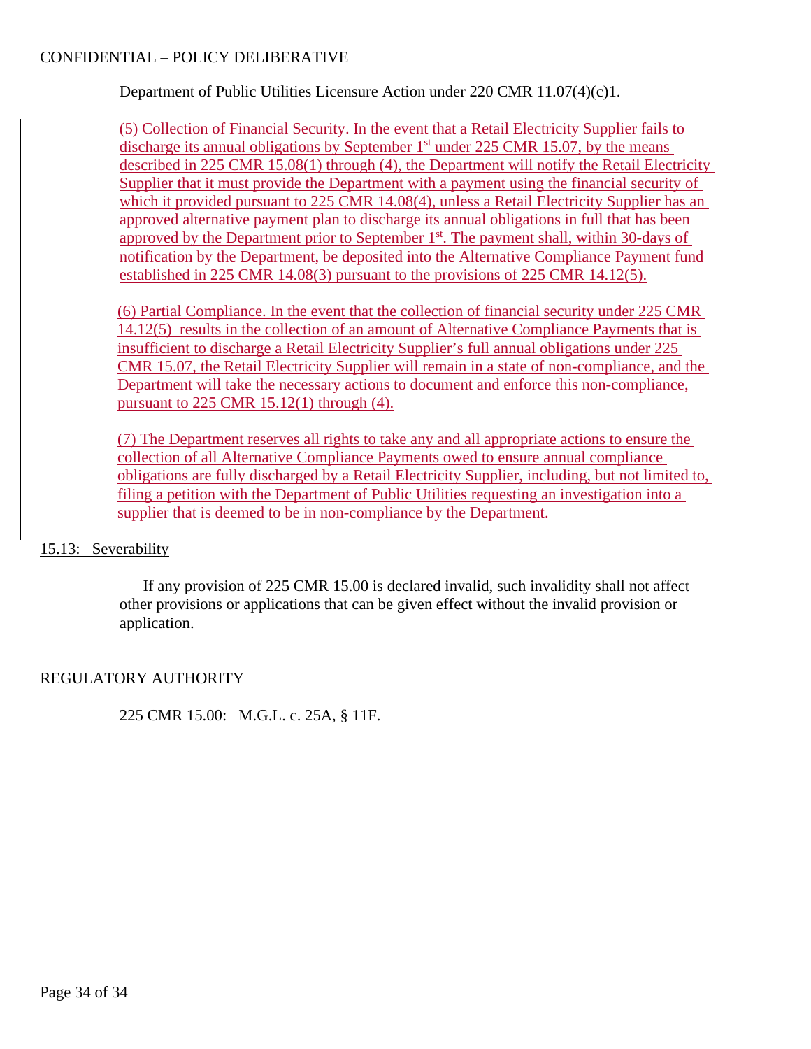CONFIDENTIAL – POLICY DELIBERATIVE

Department of Public Utilities Licensure Action under 220 CMR 11.07(4)(c)1.

(5) Collection of Financial Security. In the event that a Retail Electricity Supplier fails to discharge its annual obligations by September 1st under 225 CMR 15.07, by the means described in 225 CMR 15.08(1) through (4), the Department will notify the Retail Electricity Supplier that it must provide the Department with a payment using the financial security of which it provided pursuant to 225 CMR 14.08(4), unless a Retail Electricity Supplier has an approved alternative payment plan to discharge its annual obligations in full that has been approved by the Department prior to September 1st. The payment shall, within 30-days of notification by the Department, be deposited into the Alternative Compliance Payment fund established in 225 CMR 14.08(3) pursuant to the provisions of 225 CMR 14.12(5).

(6) Partial Compliance. In the event that the collection of financial security under 225 CMR 14.12(5) results in the collection of an amount of Alternative Compliance Payments that is insufficient to discharge a Retail Electricity Supplier's full annual obligations under 225 CMR 15.07, the Retail Electricity Supplier will remain in a state of non-compliance, and the Department will take the necessary actions to document and enforce this non-compliance, pursuant to 225 CMR 15.12(1) through (4).

(7) The Department reserves all rights to take any and all appropriate actions to ensure the collection of all Alternative Compliance Payments owed to ensure annual compliance obligations are fully discharged by a Retail Electricity Supplier, including, but not limited to, filing a petition with the Department of Public Utilities requesting an investigation into a supplier that is deemed to be in non-compliance by the Department.

15.13: Severability

If any provision of 225 CMR 15.00 is declared invalid, such invalidity shall not affect other provisions or applications that can be given effect without the invalid provision or application.

REGULATORY AUTHORITY

225 CMR 15.00: M.G.L. c. 25A, § 11F.